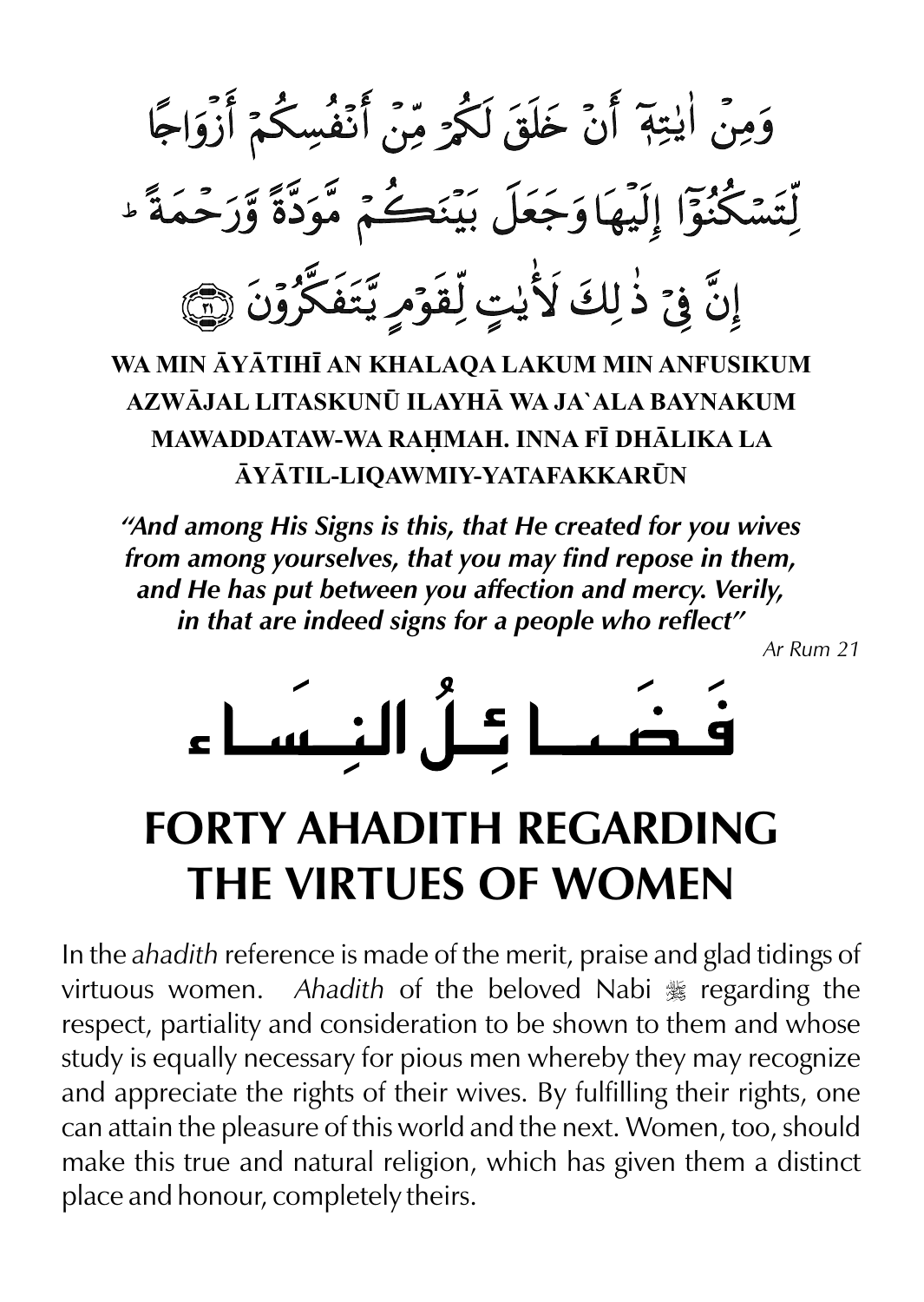وَمِنْ ءَايَٰتِهِۦٓ أَنْ خَلَقَ لَكُم مِّنْ أَنفُسِكُمْ أَزْوَٰجًا لِّتَسْكُنُوٓا۟ إِلَيْهَا وَجَعَلَ بَيْنَكُم مَّوَدَّةً وَرَحْمَةً ۚ إِنَّ فِى ذَٰلِكَ لَءَايَٰتٍ لِّقَوْمٍ يَتَفَكَّرُونَ ﴿٢١﴾

**WA MIN ĀYĀTIHĪ AN KHALAQA LAKUM MIN ANFUSIKUM AZWĀJAL LITASKUNŪ ILAYHĀ WA JA`ALA BAYNAKUM MAWADDATAW-WA RAḤMAH. INNA FĪ DHĀLIKA LA ĀYĀTIL-LIQAWMIY-YATAFAKKARŪN**

***"And among His Signs is this, that He created for you wives from among yourselves, that you may find repose in them, and He has put between you affection and mercy. Verily, in that are indeed signs for a people who reflect"***

*Ar Rum 21*

# فَضَائِلُ النِسَاء

# FORTY AHADITH REGARDING THE VIRTUES OF WOMEN

In the *ahadith* reference is made of the merit, praise and glad tidings of virtuous women. *Ahadith* of the beloved Nabi ﷺ regarding the respect, partiality and consideration to be shown to them and whose study is equally necessary for pious men whereby they may recognize and appreciate the rights of their wives. By fulfilling their rights, one can attain the pleasure of this world and the next. Women, too, should make this true and natural religion, which has given them a distinct place and honour, completely theirs.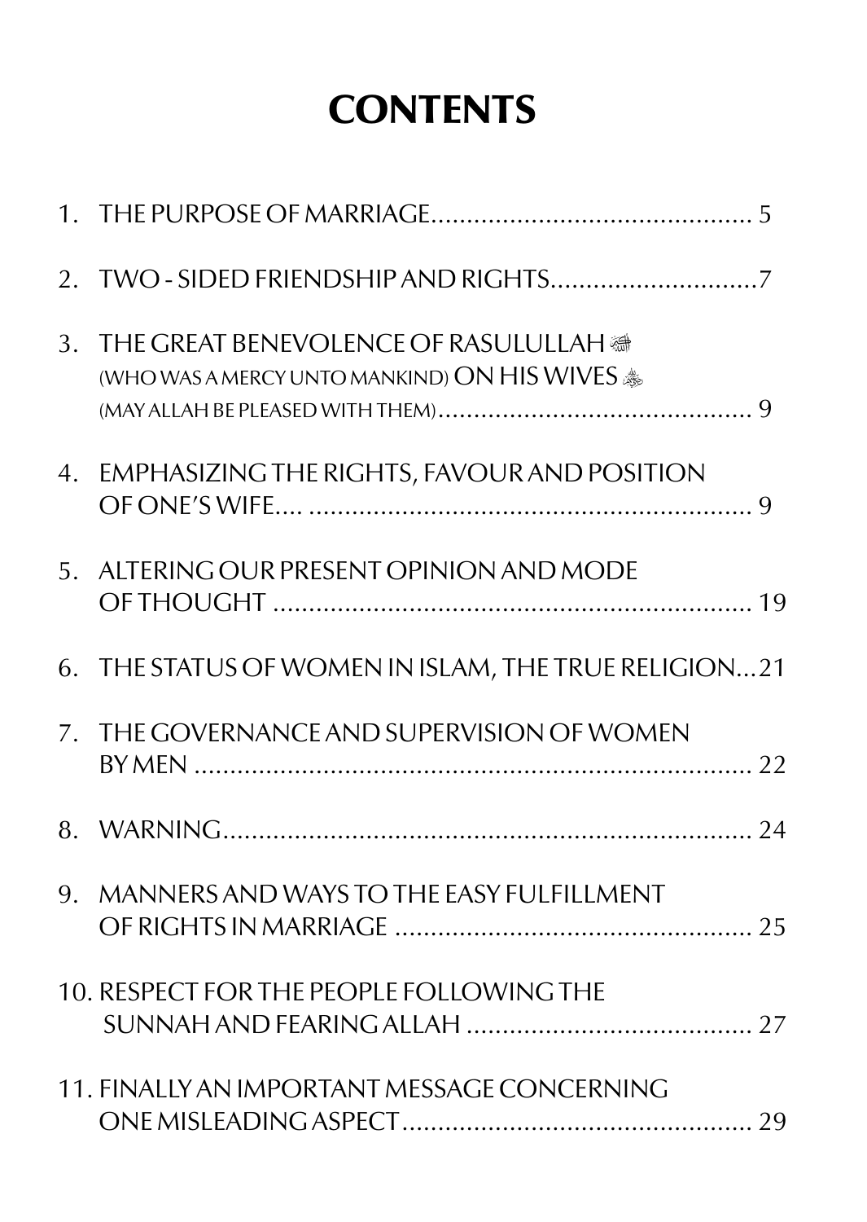# CONTENTS

1. THE PURPOSE OF MARRIAGE............................................. 5
2. TWO - SIDED FRIENDSHIP AND RIGHTS.............................7
3. THE GREAT BENEVOLENCE OF RASULULLAH ﷺ (WHO WAS A MERCY UNTO MANKIND) ON HIS WIVES (MAY ALLAH BE PLEASED WITH THEM)............................................ 9
4. EMPHASIZING THE RIGHTS, FAVOUR AND POSITION OF ONE'S WIFE.... ............................................................. 9
5. ALTERING OUR PRESENT OPINION AND MODE OF THOUGHT ................................................................... 19
6. THE STATUS OF WOMEN IN ISLAM, THE TRUE RELIGION...21
7. THE GOVERNANCE AND SUPERVISION OF WOMEN BY MEN ............................................................................. 22
8. WARNING.......................................................................... 24
9. MANNERS AND WAYS TO THE EASY FULFILLMENT OF RIGHTS IN MARRIAGE .................................................. 25
10. RESPECT FOR THE PEOPLE FOLLOWING THE SUNNAH AND FEARING ALLAH ........................................ 27
11. FINALLY AN IMPORTANT MESSAGE CONCERNING ONE MISLEADING ASPECT................................................. 29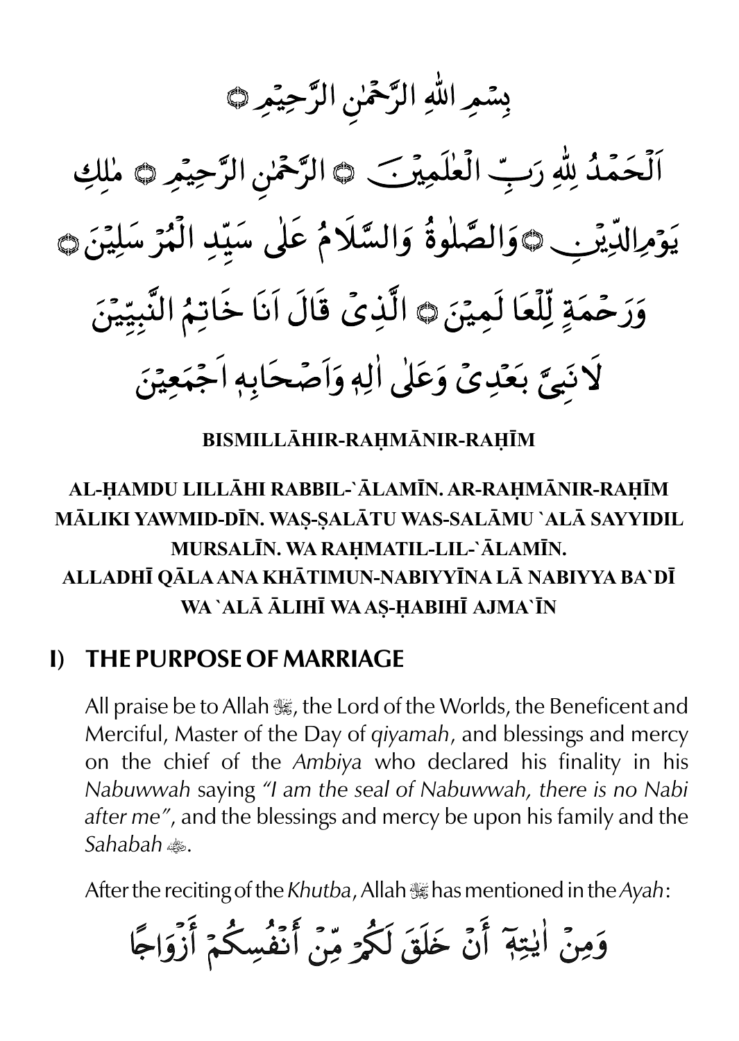بِسْمِ اللهِ الرَّحْمٰنِ الرَّحِيْمِ ۝

اَلْحَمْدُ لِلّٰهِ رَبِّ الْعٰلَمِيْنَ ۝ الرَّحْمٰنِ الرَّحِيْمِ ۝ مٰلِكِ يَوْمِ الدِّيْنِ ۝ وَالصَّلٰوةُ وَالسَّلَامُ عَلٰى سَيِّدِ الْمُرْسَلِيْنَ ۝ وَرَحْمَةٍ لِّلْعَالَمِيْنَ ۝ الَّذِىْ قَالَ اَنَا خَاتِمُ النَّبِيِّيْنَ لَانَبِيَّ بَعْدِىْ وَعَلٰى اٰلِهٖ وَاَصْحَابِهٖ اَجْمَعِيْنَ

**BISMILLĀHIR-RAḤMĀNIR-RAḤĪM**

**AL-ḤAMDU LILLĀHI RABBIL-`ĀLAMĪN. AR-RAḤMĀNIR-RAḤĪM MĀLIKI YAWMID-DĪN. WAṢ-ṢALĀTU WAS-SALĀMU `ALĀ SAYYIDIL MURSALĪN. WA RAḤMATIL-LIL-`ĀLAMĪN. ALLADHĪ QĀLA ANA KHĀTIMUN-NABIYYĪNA LĀ NABIYYA BA`DĪ WA `ALĀ ĀLIHĪ WA AṢ-ḤABIHĪ AJMA`ĪN**

## I) THE PURPOSE OF MARRIAGE

All praise be to Allah ﷻ, the Lord of the Worlds, the Beneficent and Merciful, Master of the Day of *qiyamah*, and blessings and mercy on the chief of the *Ambiya* who declared his finality in his *Nabuwwah* saying *"I am the seal of Nabuwwah, there is no Nabi after me"*, and the blessings and mercy be upon his family and the *Sahabah* ﷺ.

After the reciting of the *Khutba*, Allah ﷻ has mentioned in the *Ayah*:

وَمِنْ اٰيٰتِهٖٓ أَنْ خَلَقَ لَكُمْ مِّنْ أَنْفُسِكُمْ أَزْوَاجًا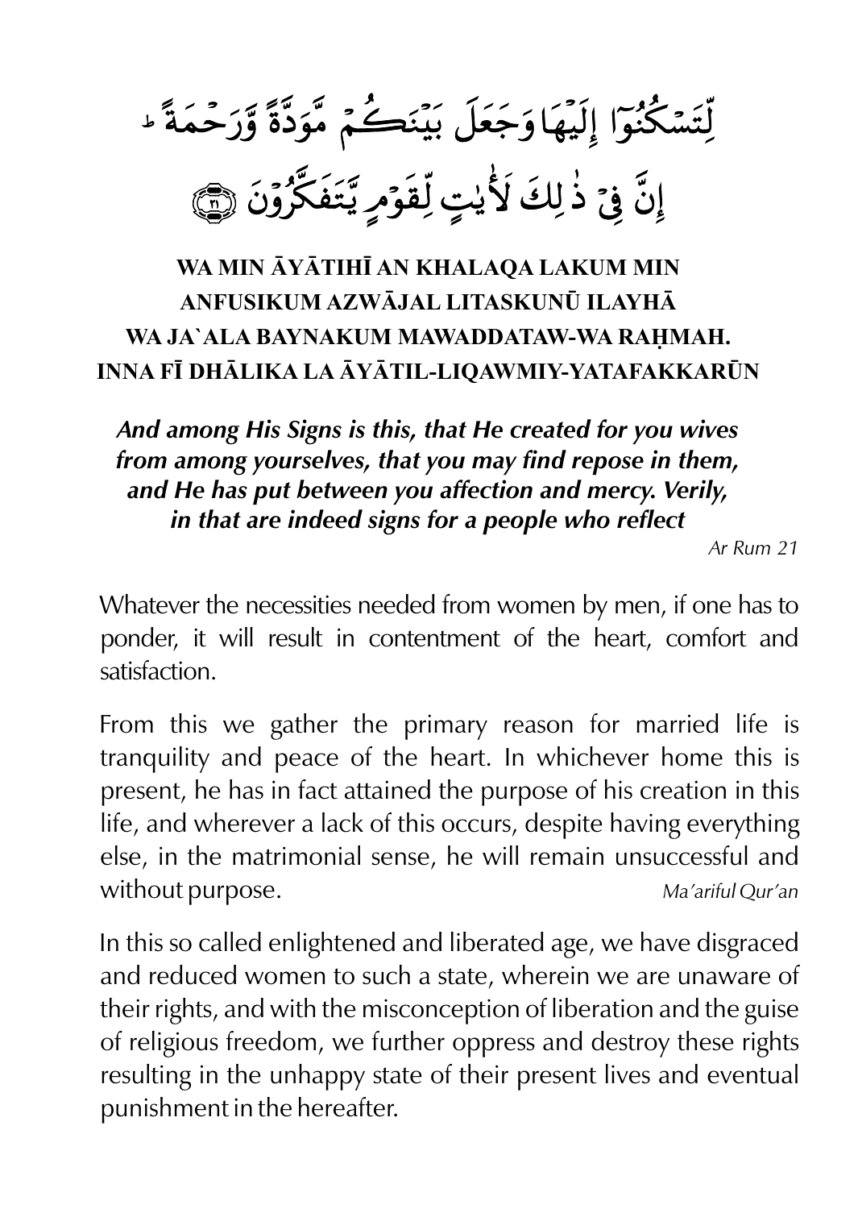لِّتَسۡكُنُوٓاْ إِلَيۡهَا وَجَعَلَ بَيۡنَكُم مَّوَدَّةٗ وَرَحۡمَةًۚ
إِنَّ فِي ذَٰلِكَ لَأٓيَٰتٖ لِّقَوۡمٖ يَتَفَكَّرُونَ ﴿٢١﴾

**WA MIN ĀYĀTIHĪ AN KHALAQA LAKUM MIN ANFUSIKUM AZWĀJAL LITASKUNŪ ILAYHĀ WA JA`ALA BAYNAKUM MAWADDATAW-WA RAḤMAH. INNA FĪ DHĀLIKA LA ĀYĀTIL-LIQAWMIY-YATAFAKKARŪN**

***And among His Signs is this, that He created for you wives from among yourselves, that you may find repose in them, and He has put between you affection and mercy. Verily, in that are indeed signs for a people who reflect***

*Ar Rum 21*

Whatever the necessities needed from women by men, if one has to ponder, it will result in contentment of the heart, comfort and satisfaction.

From this we gather the primary reason for married life is tranquility and peace of the heart. In whichever home this is present, he has in fact attained the purpose of his creation in this life, and wherever a lack of this occurs, despite having everything else, in the matrimonial sense, he will remain unsuccessful and without purpose. *Ma'ariful Qur'an*

In this so called enlightened and liberated age, we have disgraced and reduced women to such a state, wherein we are unaware of their rights, and with the misconception of liberation and the guise of religious freedom, we further oppress and destroy these rights resulting in the unhappy state of their present lives and eventual punishment in the hereafter.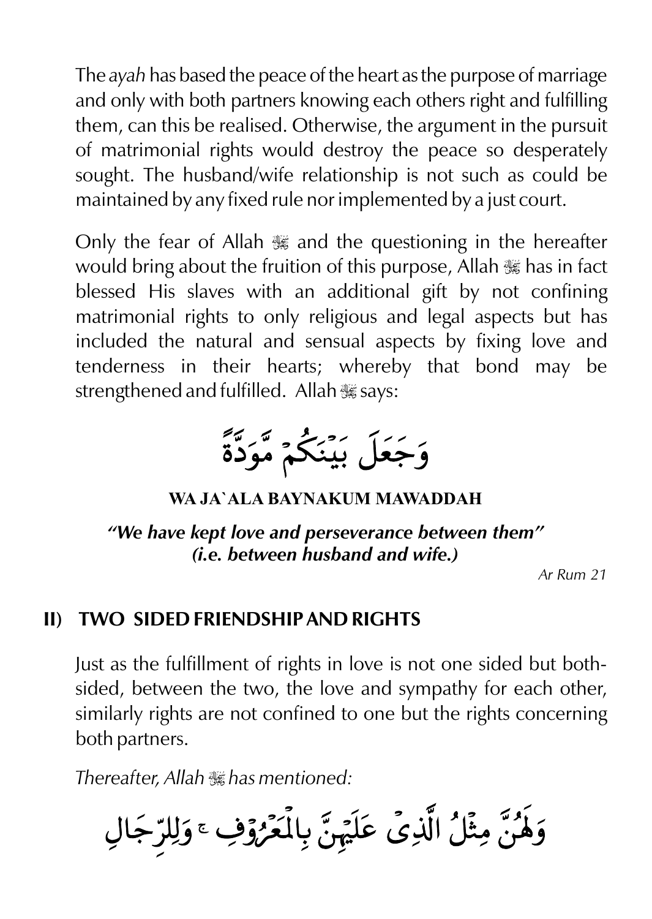The *ayah* has based the peace of the heart as the purpose of marriage and only with both partners knowing each others right and fulfilling them, can this be realised. Otherwise, the argument in the pursuit of matrimonial rights would destroy the peace so desperately sought. The husband/wife relationship is not such as could be maintained by any fixed rule nor implemented by a just court.

Only the fear of Allah ﷻ and the questioning in the hereafter would bring about the fruition of this purpose, Allah ﷻ has in fact blessed His slaves with an additional gift by not confining matrimonial rights to only religious and legal aspects but has included the natural and sensual aspects by fixing love and tenderness in their hearts; whereby that bond may be strengthened and fulfilled. Allah ﷻ says:

وَجَعَلَ بَيْنَكُمْ مَّوَدَّةً

**WA JA`ALA BAYNAKUM MAWADDAH**

***"We have kept love and perseverance between them" (i.e. between husband and wife.)***

*Ar Rum 21*

## II) TWO SIDED FRIENDSHIP AND RIGHTS

Just as the fulfillment of rights in love is not one sided but both-sided, between the two, the love and sympathy for each other, similarly rights are not confined to one but the rights concerning both partners.

*Thereafter, Allah ﷻ has mentioned:*

وَلَهُنَّ مِثْلُ الَّذِىْ عَلَيْهِنَّ بِالْمَعْرُوْفِ ۚ وَلِلرِّجَالِ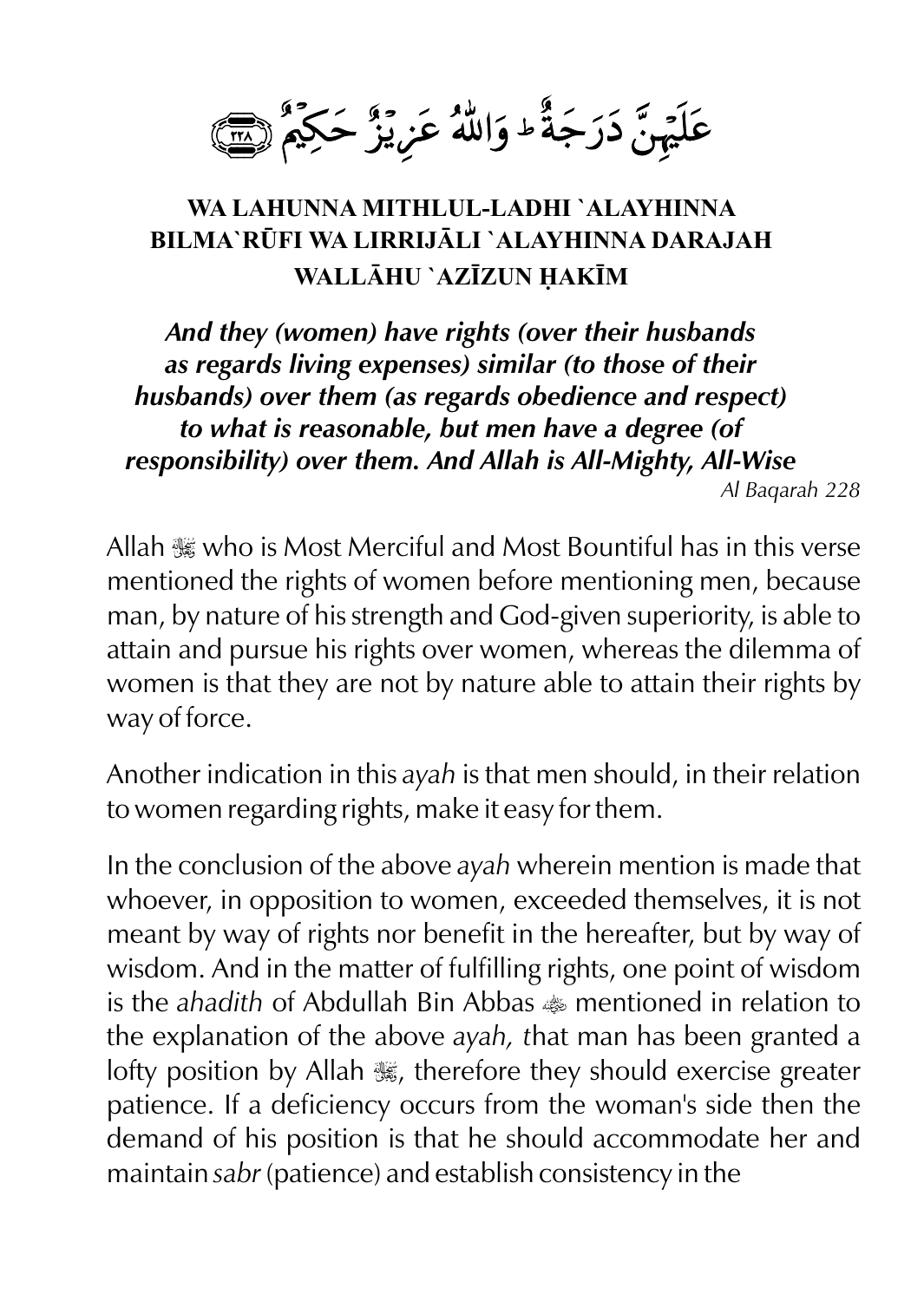عَلَيۡهِنَّ دَرَجَةٌ ۗ وَاللّٰهُ عَزِيۡزٌ حَكِيۡمٌ ﴿٢٢٨﴾

**WA LAHUNNA MITHLUL-LADHI `ALAYHINNA BILMA`RŪFI WA LIRRIJĀLI `ALAYHINNA DARAJAH WALLĀHU `AZĪZUN ḤAKĪM**

***And they (women) have rights (over their husbands as regards living expenses) similar (to those of their husbands) over them (as regards obedience and respect) to what is reasonable, but men have a degree (of responsibility) over them. And Allah is All-Mighty, All-Wise***

*Al Baqarah 228*

Allah ﷻ who is Most Merciful and Most Bountiful has in this verse mentioned the rights of women before mentioning men, because man, by nature of his strength and God-given superiority, is able to attain and pursue his rights over women, whereas the dilemma of women is that they are not by nature able to attain their rights by way of force.

Another indication in this *ayah* is that men should, in their relation to women regarding rights, make it easy for them.

In the conclusion of the above *ayah* wherein mention is made that whoever, in opposition to women, exceeded themselves, it is not meant by way of rights nor benefit in the hereafter, but by way of wisdom. And in the matter of fulfilling rights, one point of wisdom is the *ahadith* of Abdullah Bin Abbas ؓ mentioned in relation to the explanation of the above *ayah, t*hat man has been granted a lofty position by Allah ﷻ, therefore they should exercise greater patience. If a deficiency occurs from the woman's side then the demand of his position is that he should accommodate her and maintain *sabr* (patience) and establish consistency in the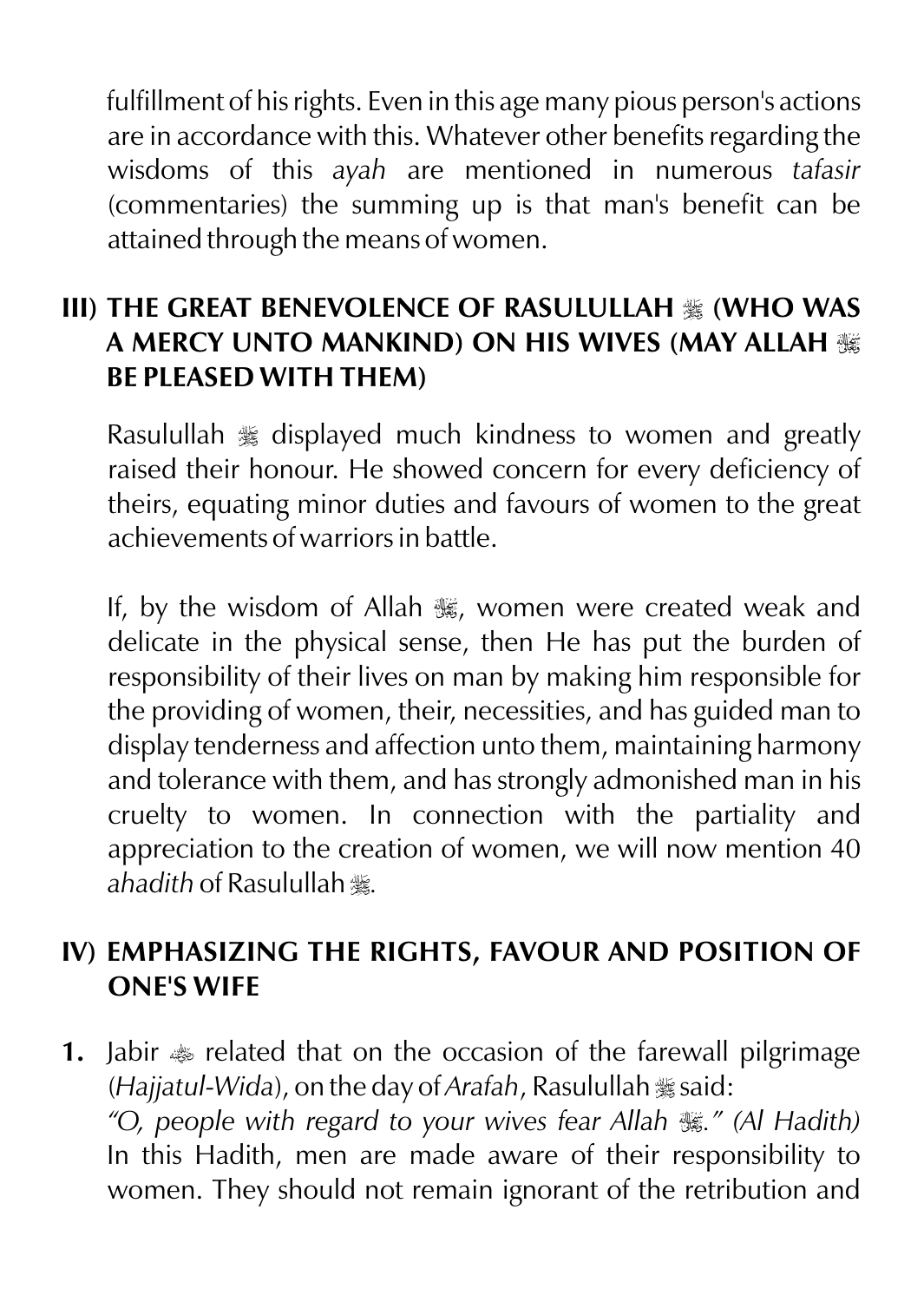fulfillment of his rights. Even in this age many pious person's actions are in accordance with this. Whatever other benefits regarding the wisdoms of this *ayah* are mentioned in numerous *tafasir* (commentaries) the summing up is that man's benefit can be attained through the means of women.

## III) THE GREAT BENEVOLENCE OF RASULULLAH ﷺ (WHO WAS A MERCY UNTO MANKIND) ON HIS WIVES (MAY ALLAH ﷻ BE PLEASED WITH THEM)

Rasulullah ﷺ displayed much kindness to women and greatly raised their honour. He showed concern for every deficiency of theirs, equating minor duties and favours of women to the great achievements of warriors in battle.

If, by the wisdom of Allah ﷻ, women were created weak and delicate in the physical sense, then He has put the burden of responsibility of their lives on man by making him responsible for the providing of women, their, necessities, and has guided man to display tenderness and affection unto them, maintaining harmony and tolerance with them, and has strongly admonished man in his cruelty to women. In connection with the partiality and appreciation to the creation of women, we will now mention 40 *ahadith* of Rasulullah ﷺ.

## IV) EMPHASIZING THE RIGHTS, FAVOUR AND POSITION OF ONE'S WIFE

**1.** Jabir ؓ related that on the occasion of the farewall pilgrimage (*Hajjatul-Wida*), on the day of *Arafah*, Rasulullah ﷺ said:
*"O, people with regard to your wives fear Allah ﷻ." (Al Hadith)*
In this Hadith, men are made aware of their responsibility to women. They should not remain ignorant of the retribution and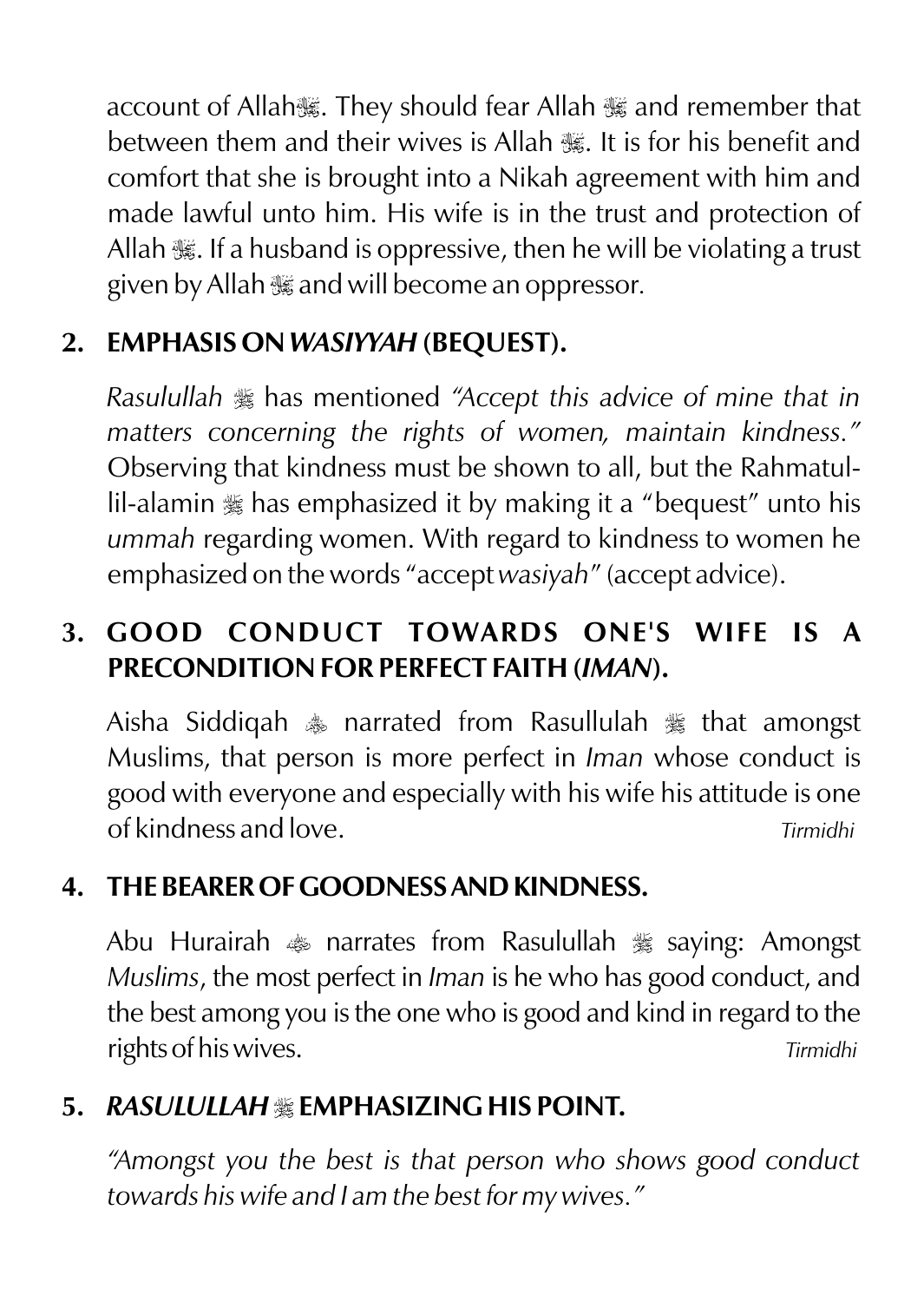account of Allah ﷻ. They should fear Allah ﷻ and remember that between them and their wives is Allah ﷻ. It is for his benefit and comfort that she is brought into a Nikah agreement with him and made lawful unto him. His wife is in the trust and protection of Allah ﷻ. If a husband is oppressive, then he will be violating a trust given by Allah ﷻ and will become an oppressor.

## 2. EMPHASIS ON *WASIYYAH* (BEQUEST).

*Rasulullah* ﷺ has mentioned *"Accept this advice of mine that in matters concerning the rights of women, maintain kindness."* Observing that kindness must be shown to all, but the Rahmatul-lil-alamin ﷺ has emphasized it by making it a "bequest" unto his *ummah* regarding women. With regard to kindness to women he emphasized on the words "accept *wasiyah*" (accept advice).

## 3. GOOD CONDUCT TOWARDS ONE'S WIFE IS A PRECONDITION FOR PERFECT FAITH (*IMAN*).

Aisha Siddiqah رضي الله عنها narrated from Rasullulah ﷺ that amongst Muslims, that person is more perfect in *Iman* whose conduct is good with everyone and especially with his wife his attitude is one of kindness and love. *Tirmidhi*

## 4. THE BEARER OF GOODNESS AND KINDNESS.

Abu Hurairah رضي الله عنه narrates from Rasulullah ﷺ saying: Amongst *Muslims*, the most perfect in *Iman* is he who has good conduct, and the best among you is the one who is good and kind in regard to the rights of his wives. *Tirmidhi*

## 5. *RASULULLAH* ﷺ EMPHASIZING HIS POINT.

*"Amongst you the best is that person who shows good conduct towards his wife and I am the best for my wives."*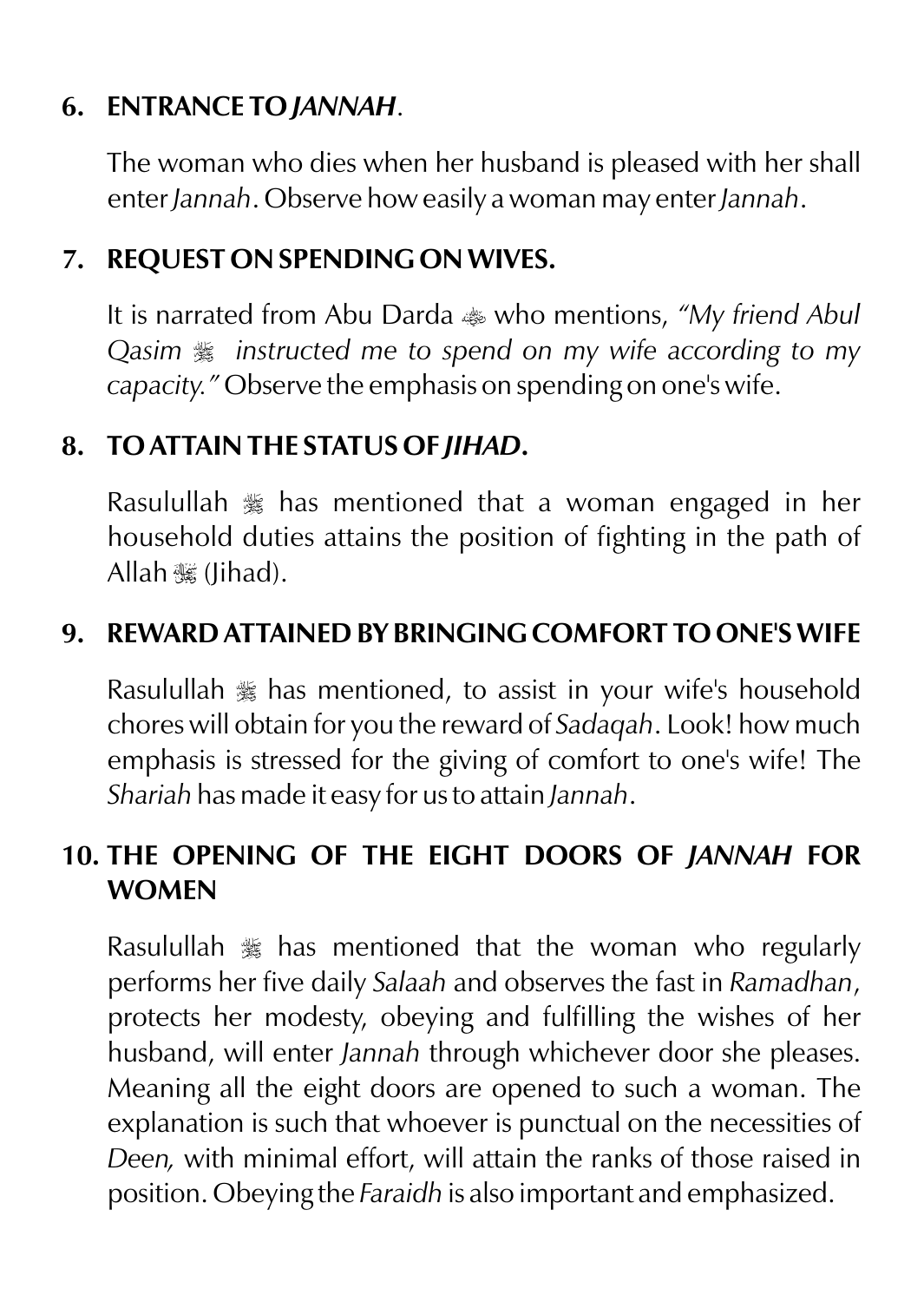### 6. ENTRANCE TO *JANNAH*.

The woman who dies when her husband is pleased with her shall enter *Jannah*. Observe how easily a woman may enter *Jannah*.

### 7. REQUEST ON SPENDING ON WIVES.

It is narrated from Abu Darda ﷺ who mentions, *"My friend Abul Qasim ﷺ instructed me to spend on my wife according to my capacity."* Observe the emphasis on spending on one's wife.

### 8. TO ATTAIN THE STATUS OF *JIHAD*.

Rasulullah ﷺ has mentioned that a woman engaged in her household duties attains the position of fighting in the path of Allah ﷻ (Jihad).

### 9. REWARD ATTAINED BY BRINGING COMFORT TO ONE'S WIFE

Rasulullah ﷺ has mentioned, to assist in your wife's household chores will obtain for you the reward of *Sadaqah*. Look! how much emphasis is stressed for the giving of comfort to one's wife! The *Shariah* has made it easy for us to attain *Jannah*.

### 10. THE OPENING OF THE EIGHT DOORS OF *JANNAH* FOR WOMEN

Rasulullah ﷺ has mentioned that the woman who regularly performs her five daily *Salaah* and observes the fast in *Ramadhan*, protects her modesty, obeying and fulfilling the wishes of her husband, will enter *Jannah* through whichever door she pleases. Meaning all the eight doors are opened to such a woman. The explanation is such that whoever is punctual on the necessities of *Deen,* with minimal effort, will attain the ranks of those raised in position. Obeying the *Faraidh* is also important and emphasized.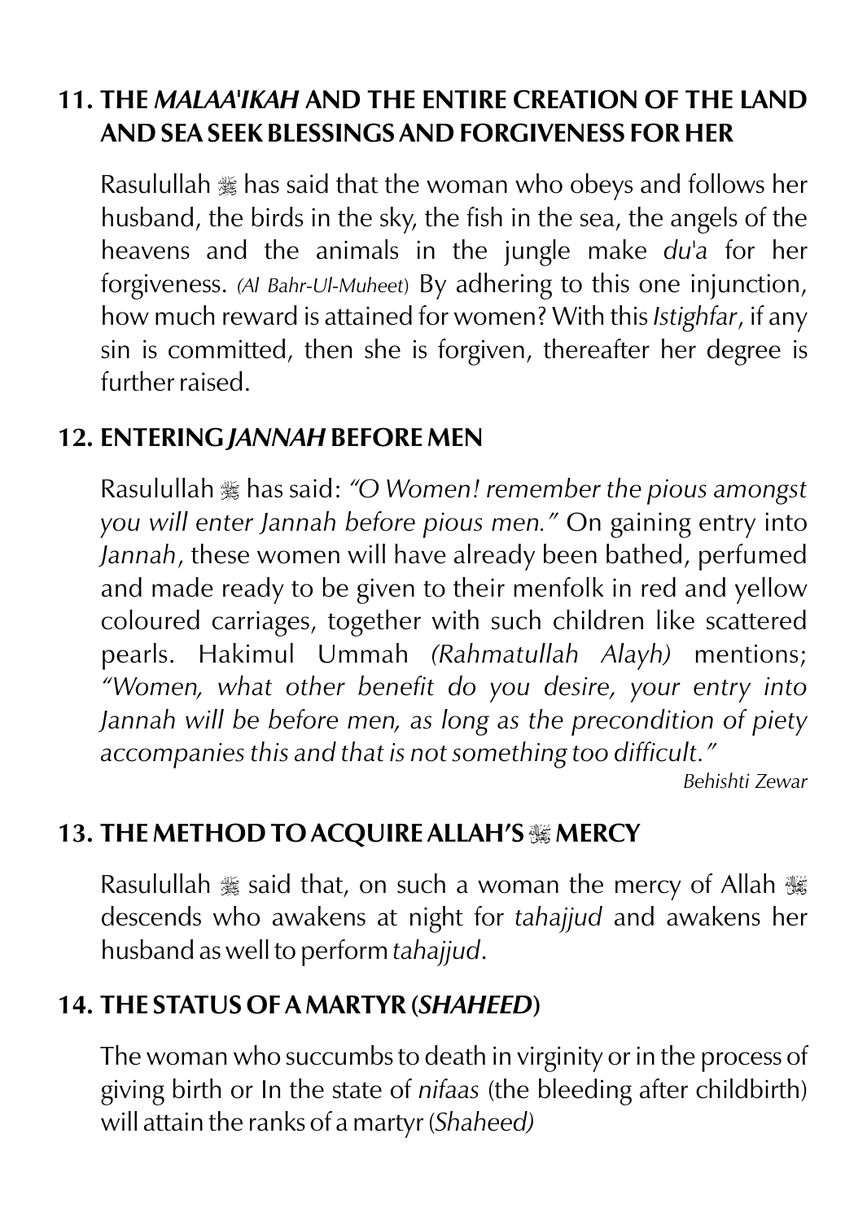## 11. THE *MALAA'IKAH* AND THE ENTIRE CREATION OF THE LAND AND SEA SEEK BLESSINGS AND FORGIVENESS FOR HER

Rasulullah ﷺ has said that the woman who obeys and follows her husband, the birds in the sky, the fish in the sea, the angels of the heavens and the animals in the jungle make *du'a* for her forgiveness. *(Al Bahr-Ul-Muheet)* By adhering to this one injunction, how much reward is attained for women? With this *Istighfar*, if any sin is committed, then she is forgiven, thereafter her degree is further raised.

## 12. ENTERING *JANNAH* BEFORE MEN

Rasulullah ﷺ has said: *"O Women! remember the pious amongst you will enter Jannah before pious men."* On gaining entry into *Jannah*, these women will have already been bathed, perfumed and made ready to be given to their menfolk in red and yellow coloured carriages, together with such children like scattered pearls. Hakimul Ummah *(Rahmatullah Alayh)* mentions; *"Women, what other benefit do you desire, your entry into Jannah will be before men, as long as the precondition of piety accompanies this and that is not something too difficult."*

*Behishti Zewar*

## 13. THE METHOD TO ACQUIRE ALLAH'S ﷻ MERCY

Rasulullah ﷺ said that, on such a woman the mercy of Allah ﷻ descends who awakens at night for *tahajjud* and awakens her husband as well to perform *tahajjud*.

## 14. THE STATUS OF A MARTYR (*SHAHEED*)

The woman who succumbs to death in virginity or in the process of giving birth or In the state of *nifaas* (the bleeding after childbirth) will attain the ranks of a martyr (*Shaheed)*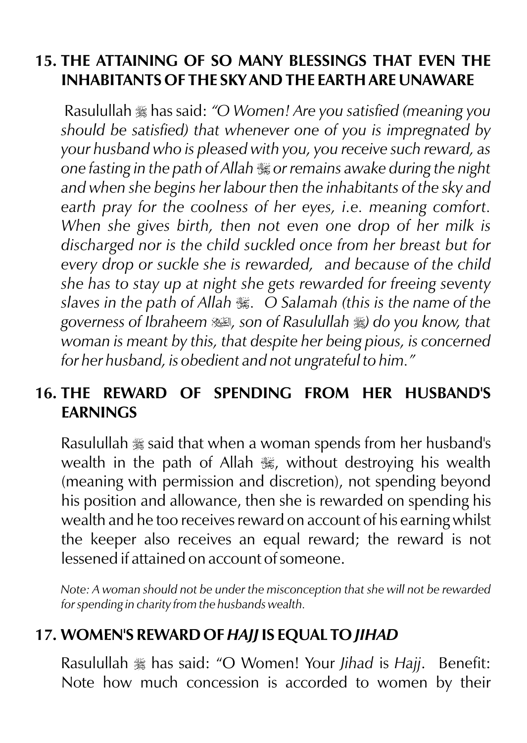## 15. THE ATTAINING OF SO MANY BLESSINGS THAT EVEN THE INHABITANTS OF THE SKY AND THE EARTH ARE UNAWARE

Rasulullah ﷺ has said: *"O Women! Are you satisfied (meaning you should be satisfied) that whenever one of you is impregnated by your husband who is pleased with you, you receive such reward, as one fasting in the path of Allah ﷻ or remains awake during the night and when she begins her labour then the inhabitants of the sky and earth pray for the coolness of her eyes, i.e. meaning comfort. When she gives birth, then not even one drop of her milk is discharged nor is the child suckled once from her breast but for every drop or suckle she is rewarded, and because of the child she has to stay up at night she gets rewarded for freeing seventy slaves in the path of Allah ﷻ. O Salamah (this is the name of the governess of Ibraheem عليه السلام, son of Rasulullah ﷺ) do you know, that woman is meant by this, that despite her being pious, is concerned for her husband, is obedient and not ungrateful to him."*

## 16. THE REWARD OF SPENDING FROM HER HUSBAND'S EARNINGS

Rasulullah ﷺ said that when a woman spends from her husband's wealth in the path of Allah ﷻ, without destroying his wealth (meaning with permission and discretion), not spending beyond his position and allowance, then she is rewarded on spending his wealth and he too receives reward on account of his earning whilst the keeper also receives an equal reward; the reward is not lessened if attained on account of someone.

*Note: A woman should not be under the misconception that she will not be rewarded for spending in charity from the husbands wealth.*

## 17. WOMEN'S REWARD OF *HAJJ* IS EQUAL TO *JIHAD*

Rasulullah ﷺ has said: "O Women! Your *Jihad* is *Hajj*. Benefit: Note how much concession is accorded to women by their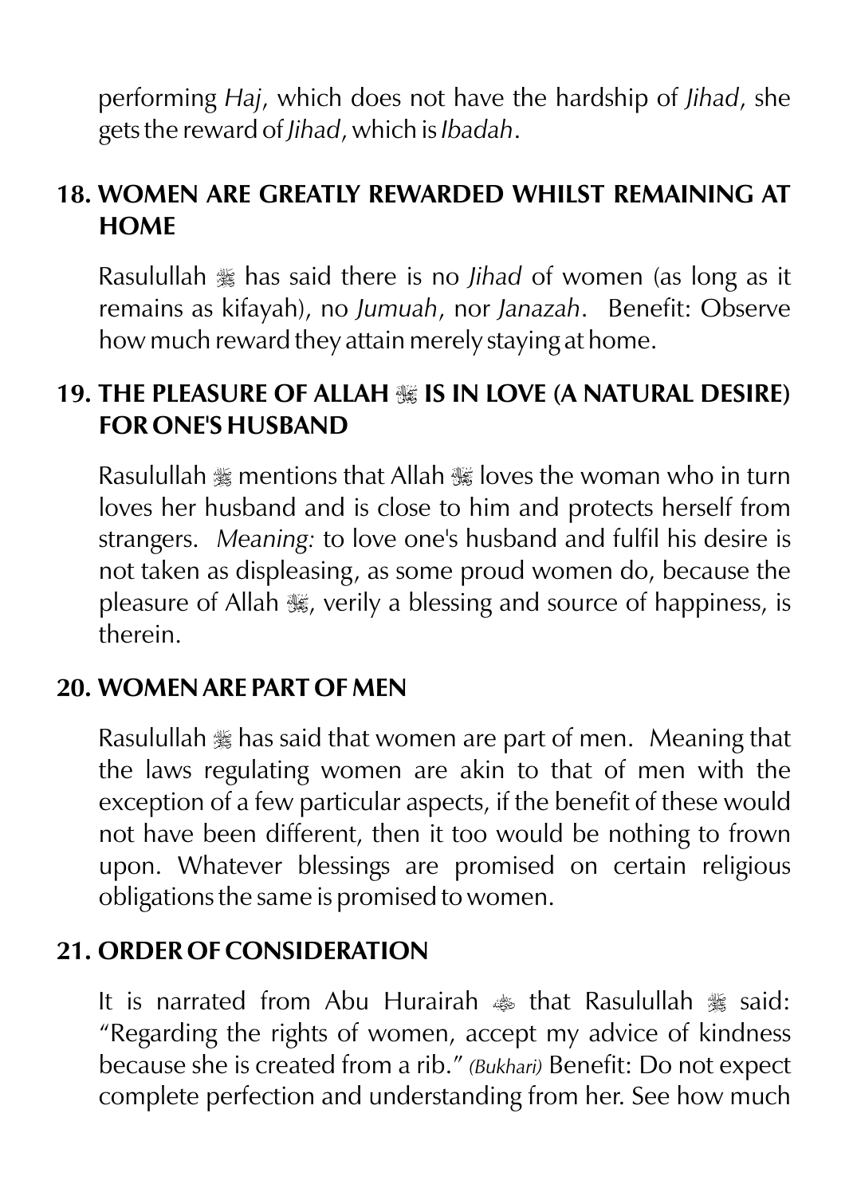performing *Haj*, which does not have the hardship of *Jihad*, she gets the reward of *Jihad*, which is *Ibadah*.

## 18. WOMEN ARE GREATLY REWARDED WHILST REMAINING AT HOME

Rasulullah ﷺ has said there is no *Jihad* of women (as long as it remains as kifayah), no *Jumuah*, nor *Janazah*. Benefit: Observe how much reward they attain merely staying at home.

## 19. THE PLEASURE OF ALLAH ﷻ IS IN LOVE (A NATURAL DESIRE) FOR ONE'S HUSBAND

Rasulullah ﷺ mentions that Allah ﷻ loves the woman who in turn loves her husband and is close to him and protects herself from strangers. *Meaning:* to love one's husband and fulfil his desire is not taken as displeasing, as some proud women do, because the pleasure of Allah ﷻ, verily a blessing and source of happiness, is therein.

## 20. WOMEN ARE PART OF MEN

Rasulullah ﷺ has said that women are part of men. Meaning that the laws regulating women are akin to that of men with the exception of a few particular aspects, if the benefit of these would not have been different, then it too would be nothing to frown upon. Whatever blessings are promised on certain religious obligations the same is promised to women.

## 21. ORDER OF CONSIDERATION

It is narrated from Abu Hurairah ؓ that Rasulullah ﷺ said: "Regarding the rights of women, accept my advice of kindness because she is created from a rib." *(Bukhari)* Benefit: Do not expect complete perfection and understanding from her. See how much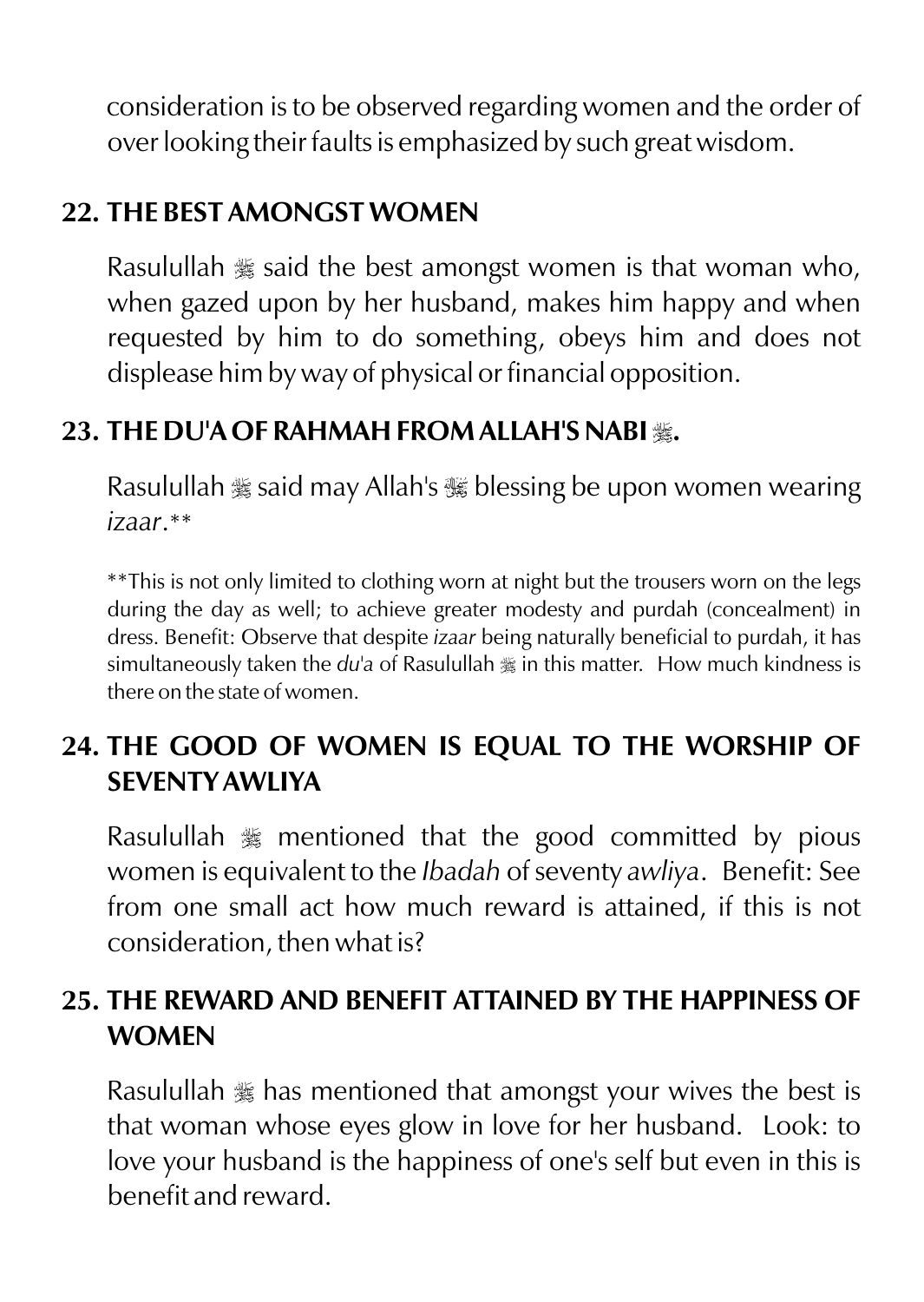consideration is to be observed regarding women and the order of over looking their faults is emphasized by such great wisdom.

## 22. THE BEST AMONGST WOMEN

Rasulullah ﷺ said the best amongst women is that woman who, when gazed upon by her husband, makes him happy and when requested by him to do something, obeys him and does not displease him by way of physical or financial opposition.

## 23. THE DU'A OF RAHMAH FROM ALLAH'S NABI ﷺ.

Rasulullah ﷺ said may Allah's ﷻ blessing be upon women wearing *izaar*.**

**This is not only limited to clothing worn at night but the trousers worn on the legs during the day as well; to achieve greater modesty and purdah (concealment) in dress. Benefit: Observe that despite *izaar* being naturally beneficial to purdah, it has simultaneously taken the *du'a* of Rasulullah ﷺ in this matter. How much kindness is there on the state of women.

## 24. THE GOOD OF WOMEN IS EQUAL TO THE WORSHIP OF SEVENTY AWLIYA

Rasulullah ﷺ mentioned that the good committed by pious women is equivalent to the *Ibadah* of seventy *awliya*. Benefit: See from one small act how much reward is attained, if this is not consideration, then what is?

## 25. THE REWARD AND BENEFIT ATTAINED BY THE HAPPINESS OF WOMEN

Rasulullah ﷺ has mentioned that amongst your wives the best is that woman whose eyes glow in love for her husband. Look: to love your husband is the happiness of one's self but even in this is benefit and reward.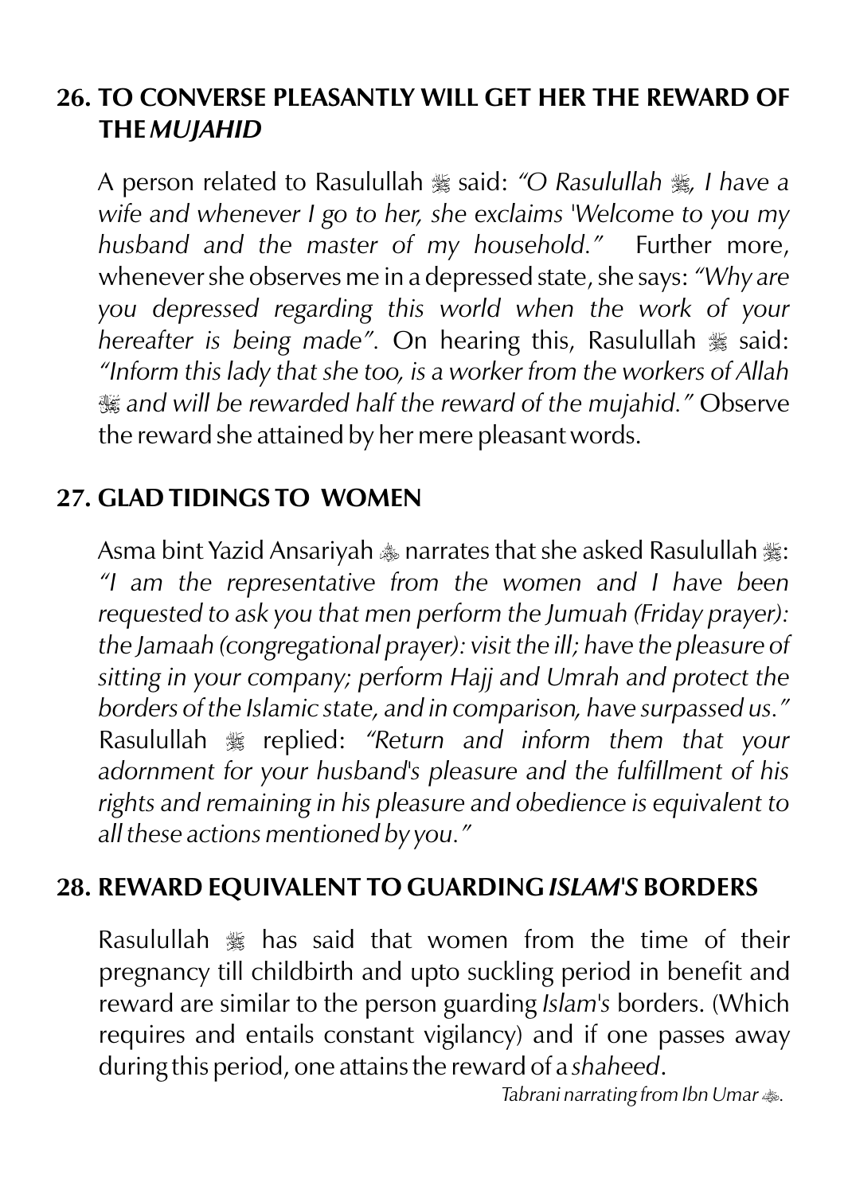## 26. TO CONVERSE PLEASANTLY WILL GET HER THE REWARD OF THE *MUJAHID*

A person related to Rasulullah ﷺ said: *"O Rasulullah ﷺ, I have a wife and whenever I go to her, she exclaims 'Welcome to you my husband and the master of my household."* Further more, whenever she observes me in a depressed state, she says: *"Why are you depressed regarding this world when the work of your hereafter is being made"*. On hearing this, Rasulullah ﷺ said: *"Inform this lady that she too, is a worker from the workers of Allah ﷻ and will be rewarded half the reward of the mujahid."* Observe the reward she attained by her mere pleasant words.

## 27. GLAD TIDINGS TO WOMEN

Asma bint Yazid Ansariyah ؓ narrates that she asked Rasulullah ﷺ: *"I am the representative from the women and I have been requested to ask you that men perform the Jumuah (Friday prayer): the Jamaah (congregational prayer): visit the ill; have the pleasure of sitting in your company; perform Hajj and Umrah and protect the borders of the Islamic state, and in comparison, have surpassed us."* Rasulullah ﷺ replied: *"Return and inform them that your adornment for your husband's pleasure and the fulfillment of his rights and remaining in his pleasure and obedience is equivalent to all these actions mentioned by you."*

## 28. REWARD EQUIVALENT TO GUARDING *ISLAM'S* BORDERS

Rasulullah ﷺ has said that women from the time of their pregnancy till childbirth and upto suckling period in benefit and reward are similar to the person guarding *Islam's* borders. (Which requires and entails constant vigilancy) and if one passes away during this period, one attains the reward of a *shaheed*.

*Tabrani narrating from Ibn Umar ؓ.*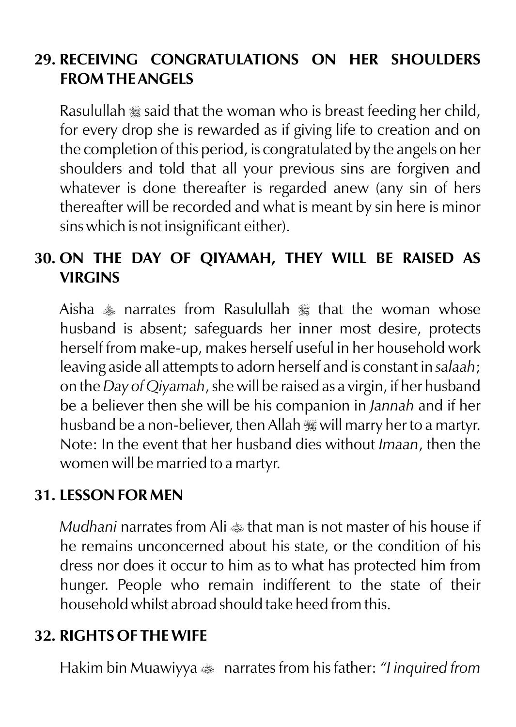## 29. RECEIVING CONGRATULATIONS ON HER SHOULDERS FROM THE ANGELS

Rasulullah ﷺ said that the woman who is breast feeding her child, for every drop she is rewarded as if giving life to creation and on the completion of this period, is congratulated by the angels on her shoulders and told that all your previous sins are forgiven and whatever is done thereafter is regarded anew (any sin of hers thereafter will be recorded and what is meant by sin here is minor sins which is not insignificant either).

## 30. ON THE DAY OF QIYAMAH, THEY WILL BE RAISED AS VIRGINS

Aisha ﵂ narrates from Rasulullah ﷺ that the woman whose husband is absent; safeguards her inner most desire, protects herself from make-up, makes herself useful in her household work leaving aside all attempts to adorn herself and is constant in *salaah*; on the *Day of Qiyamah*, she will be raised as a virgin, if her husband be a believer then she will be his companion in *Jannah* and if her husband be a non-believer, then Allah ﷻ will marry her to a martyr. Note: In the event that her husband dies without *Imaan*, then the women will be married to a martyr.

## 31. LESSON FOR MEN

*Mudhani* narrates from Ali ﵁ that man is not master of his house if he remains unconcerned about his state, or the condition of his dress nor does it occur to him as to what has protected him from hunger. People who remain indifferent to the state of their household whilst abroad should take heed from this.

## 32. RIGHTS OF THE WIFE

Hakim bin Muawiyya ﵁ narrates from his father: *"I inquired from*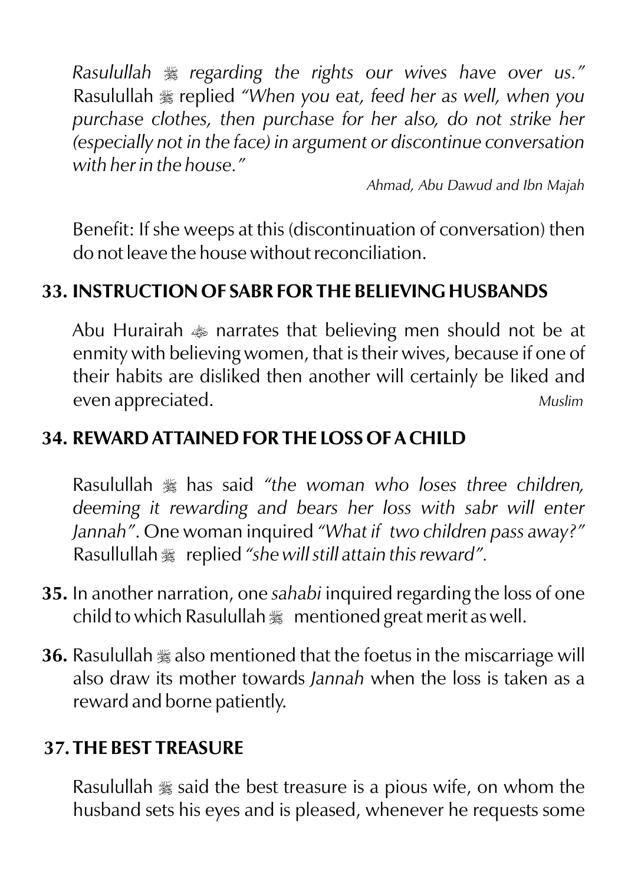*Rasulullah ﷺ regarding the rights our wives have over us."* Rasulullah ﷺ replied *"When you eat, feed her as well, when you purchase clothes, then purchase for her also, do not strike her (especially not in the face) in argument or discontinue conversation with her in the house."*

*Ahmad, Abu Dawud and Ibn Majah*

Benefit: If she weeps at this (discontinuation of conversation) then do not leave the house without reconciliation.

## 33. INSTRUCTION OF SABR FOR THE BELIEVING HUSBANDS

Abu Hurairah ؓ narrates that believing men should not be at enmity with believing women, that is their wives, because if one of their habits are disliked then another will certainly be liked and even appreciated. *Muslim*

## 34. REWARD ATTAINED FOR THE LOSS OF A CHILD

Rasulullah ﷺ has said *"the woman who loses three children, deeming it rewarding and bears her loss with sabr will enter Jannah"*. One woman inquired *"What if two children pass away?"* Rasullullah ﷺ replied *"she will still attain this reward"*.

**35.** In another narration, one *sahabi* inquired regarding the loss of one child to which Rasulullah ﷺ mentioned great merit as well.

**36.** Rasulullah ﷺ also mentioned that the foetus in the miscarriage will also draw its mother towards *Jannah* when the loss is taken as a reward and borne patiently.

## 37. THE BEST TREASURE

Rasulullah ﷺ said the best treasure is a pious wife, on whom the husband sets his eyes and is pleased, whenever he requests some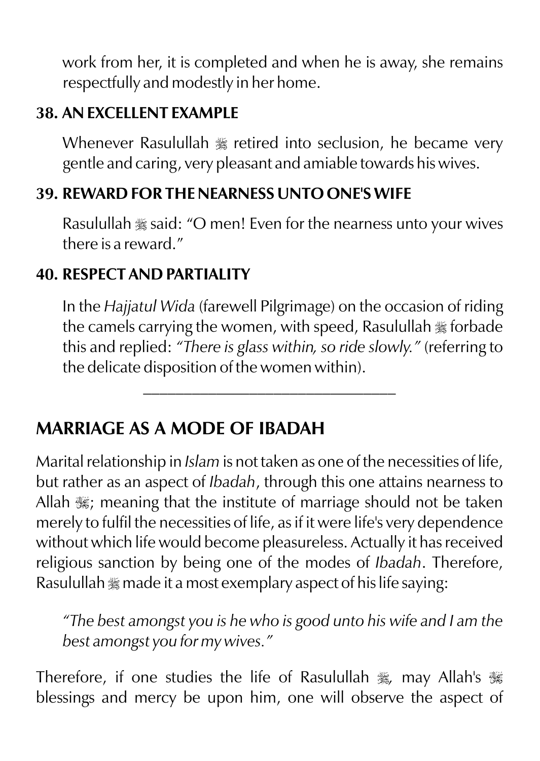work from her, it is completed and when he is away, she remains respectfully and modestly in her home.

### 38. AN EXCELLENT EXAMPLE

Whenever Rasulullah ﷺ retired into seclusion, he became very gentle and caring, very pleasant and amiable towards his wives.

### 39. REWARD FOR THE NEARNESS UNTO ONE'S WIFE

Rasulullah ﷺ said: “O men! Even for the nearness unto your wives there is a reward.”

### 40. RESPECT AND PARTIALITY

In the *Hajjatul Wida* (farewell Pilgrimage) on the occasion of riding the camels carrying the women, with speed, Rasulullah ﷺ forbade this and replied: *“There is glass within, so ride slowly.”* (referring to the delicate disposition of the women within).

---

## MARRIAGE AS A MODE OF IBADAH

Marital relationship in *Islam* is not taken as one of the necessities of life, but rather as an aspect of *Ibadah*, through this one attains nearness to Allah ﷻ; meaning that the institute of marriage should not be taken merely to fulfil the necessities of life, as if it were life's very dependence without which life would become pleasureless. Actually it has received religious sanction by being one of the modes of *Ibadah*. Therefore, Rasulullah ﷺ made it a most exemplary aspect of his life saying:

*“The best amongst you is he who is good unto his wife and I am the best amongst you for my wives.”*

Therefore, if one studies the life of Rasulullah ﷺ, may Allah's ﷻ blessings and mercy be upon him, one will observe the aspect of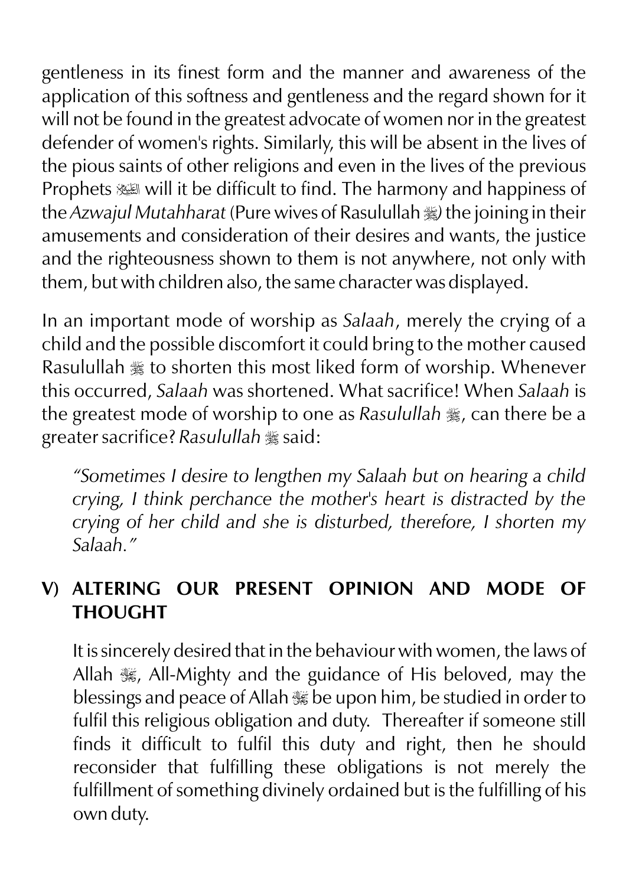gentleness in its finest form and the manner and awareness of the application of this softness and gentleness and the regard shown for it will not be found in the greatest advocate of women nor in the greatest defender of women's rights. Similarly, this will be absent in the lives of the pious saints of other religions and even in the lives of the previous Prophets ﷺ will it be difficult to find. The harmony and happiness of the *Azwajul Mutahharat* (Pure wives of Rasulullah ﷺ) the joining in their amusements and consideration of their desires and wants, the justice and the righteousness shown to them is not anywhere, not only with them, but with children also, the same character was displayed.

In an important mode of worship as *Salaah*, merely the crying of a child and the possible discomfort it could bring to the mother caused Rasulullah ﷺ to shorten this most liked form of worship. Whenever this occurred, *Salaah* was shortened. What sacrifice! When *Salaah* is the greatest mode of worship to one as *Rasulullah* ﷺ, can there be a greater sacrifice? *Rasulullah* ﷺ said:

> *"Sometimes I desire to lengthen my Salaah but on hearing a child crying, I think perchance the mother's heart is distracted by the crying of her child and she is disturbed, therefore, I shorten my Salaah."*

## V) ALTERING OUR PRESENT OPINION AND MODE OF THOUGHT

It is sincerely desired that in the behaviour with women, the laws of Allah ﷻ, All-Mighty and the guidance of His beloved, may the blessings and peace of Allah ﷻ be upon him, be studied in order to fulfil this religious obligation and duty. Thereafter if someone still finds it difficult to fulfil this duty and right, then he should reconsider that fulfilling these obligations is not merely the fulfillment of something divinely ordained but is the fulfilling of his own duty.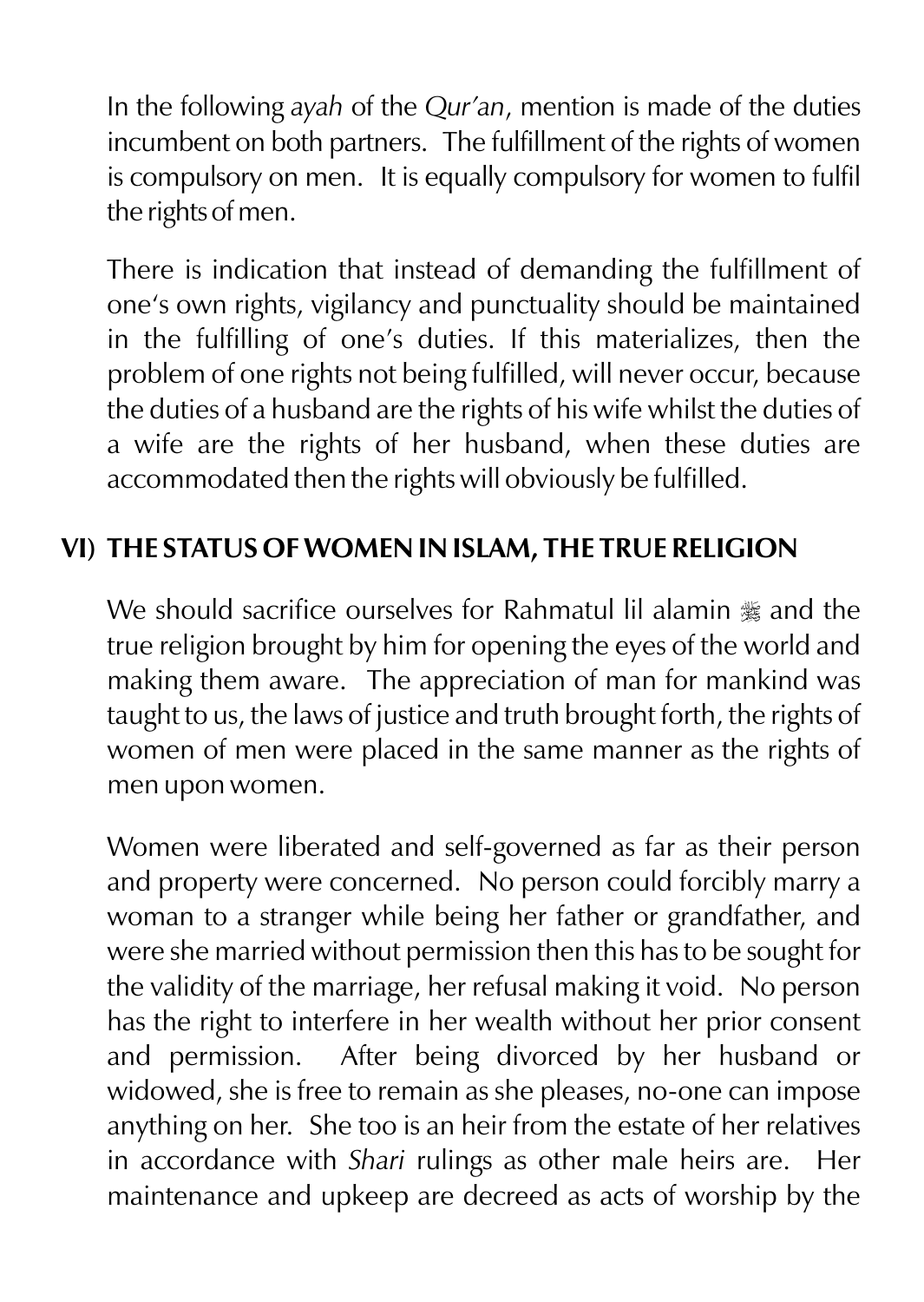In the following *ayah* of the *Qur'an*, mention is made of the duties incumbent on both partners. The fulfillment of the rights of women is compulsory on men. It is equally compulsory for women to fulfil the rights of men.

There is indication that instead of demanding the fulfillment of one's own rights, vigilancy and punctuality should be maintained in the fulfilling of one's duties. If this materializes, then the problem of one rights not being fulfilled, will never occur, because the duties of a husband are the rights of his wife whilst the duties of a wife are the rights of her husband, when these duties are accommodated then the rights will obviously be fulfilled.

## VI) THE STATUS OF WOMEN IN ISLAM, THE TRUE RELIGION

We should sacrifice ourselves for Rahmatul lil alamin ﷺ and the true religion brought by him for opening the eyes of the world and making them aware. The appreciation of man for mankind was taught to us, the laws of justice and truth brought forth, the rights of women of men were placed in the same manner as the rights of men upon women.

Women were liberated and self-governed as far as their person and property were concerned. No person could forcibly marry a woman to a stranger while being her father or grandfather, and were she married without permission then this has to be sought for the validity of the marriage, her refusal making it void. No person has the right to interfere in her wealth without her prior consent and permission. After being divorced by her husband or widowed, she is free to remain as she pleases, no-one can impose anything on her. She too is an heir from the estate of her relatives in accordance with *Shari* rulings as other male heirs are. Her maintenance and upkeep are decreed as acts of worship by the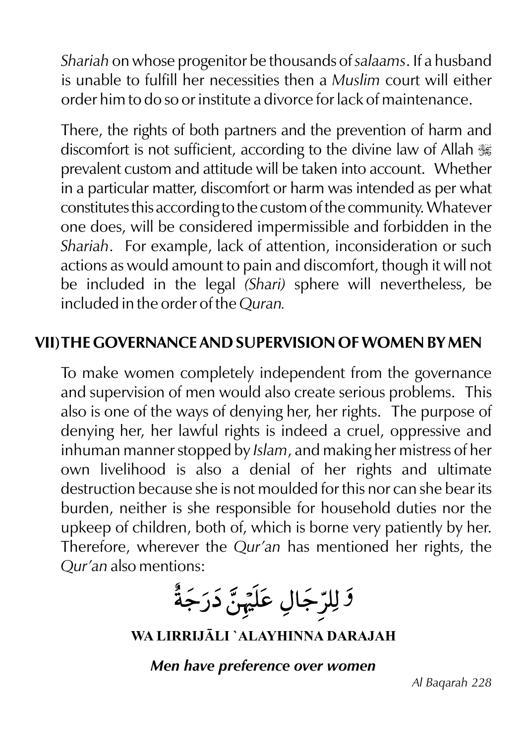*Shariah* on whose progenitor be thousands of *salaams*. If a husband is unable to fulfill her necessities then a *Muslim* court will either order him to do so or institute a divorce for lack of maintenance.

There, the rights of both partners and the prevention of harm and discomfort is not sufficient, according to the divine law of Allah ﷻ prevalent custom and attitude will be taken into account. Whether in a particular matter, discomfort or harm was intended as per what constitutes this according to the custom of the community. Whatever one does, will be considered impermissible and forbidden in the *Shariah*. For example, lack of attention, inconsideration or such actions as would amount to pain and discomfort, though it will not be included in the legal *(Shari)* sphere will nevertheless, be included in the order of the *Quran*.

## VII) THE GOVERNANCE AND SUPERVISION OF WOMEN BY MEN

To make women completely independent from the governance and supervision of men would also create serious problems. This also is one of the ways of denying her, her rights. The purpose of denying her, her lawful rights is indeed a cruel, oppressive and inhuman manner stopped by *Islam*, and making her mistress of her own livelihood is also a denial of her rights and ultimate destruction because she is not moulded for this nor can she bear its burden, neither is she responsible for household duties nor the upkeep of children, both of, which is borne very patiently by her. Therefore, wherever the *Qur'an* has mentioned her rights, the *Qur'an* also mentions:

وَ لِلرِّجَالِ عَلَيْهِنَّ دَرَجَةٌ

**WA LIRRIJĀLI `ALAYHINNA DARAJAH**

***Men have preference over women***

*Al Baqarah 228*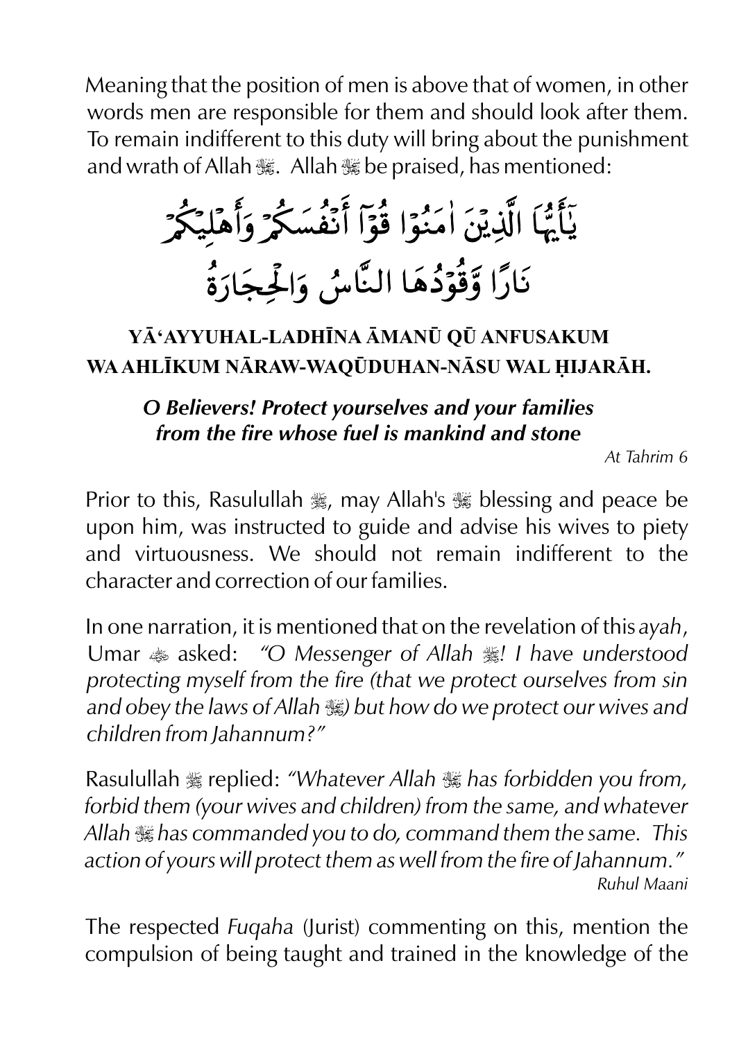Meaning that the position of men is above that of women, in other words men are responsible for them and should look after them. To remain indifferent to this duty will bring about the punishment and wrath of Allah ﷻ. Allah ﷻ be praised, has mentioned:

يَٰٓأَيُّهَا الَّذِيْنَ اٰمَنُوْا قُوْٓا أَنْفُسَكُمْ وَأَهْلِيْكُمْ نَارًا وَّقُوْدُهَا النَّاسُ وَالْحِجَارَةُ

**YĀʻAYYUHAL-LADHĪNA ĀMANŪ QŪ ANFUSAKUM WA AHLĪKUM NĀRAW-WAQŪDUHAN-NĀSU WAL ḤIJARĀH.**

***O Believers! Protect yourselves and your families from the fire whose fuel is mankind and stone***

*At Tahrim 6*

Prior to this, Rasulullah ﷺ, may Allah's ﷻ blessing and peace be upon him, was instructed to guide and advise his wives to piety and virtuousness. We should not remain indifferent to the character and correction of our families.

In one narration, it is mentioned that on the revelation of this *ayah*, Umar ؓ asked: *"O Messenger of Allah ﷺ! I have understood protecting myself from the fire (that we protect ourselves from sin and obey the laws of Allah ﷻ) but how do we protect our wives and children from Jahannum?"*

Rasulullah ﷺ replied: *"Whatever Allah ﷻ has forbidden you from, forbid them (your wives and children) from the same, and whatever Allah ﷻ has commanded you to do, command them the same. This action of yours will protect them as well from the fire of Jahannum."*

*Ruhul Maani*

The respected *Fuqaha* (Jurist) commenting on this, mention the compulsion of being taught and trained in the knowledge of the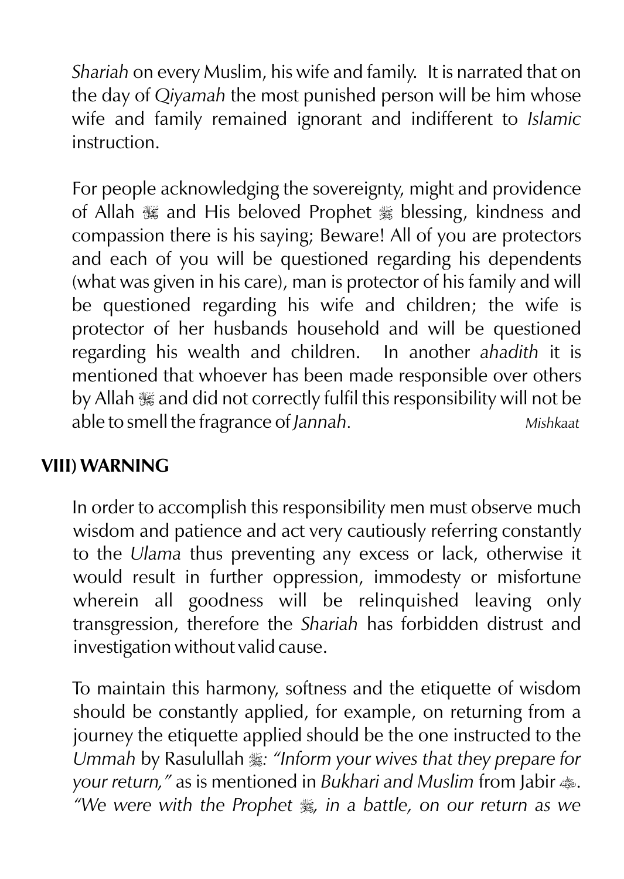*Shariah* on every Muslim, his wife and family. It is narrated that on the day of *Qiyamah* the most punished person will be him whose wife and family remained ignorant and indifferent to *Islamic* instruction.

For people acknowledging the sovereignty, might and providence of Allah ﷻ and His beloved Prophet ﷺ blessing, kindness and compassion there is his saying; Beware! All of you are protectors and each of you will be questioned regarding his dependents (what was given in his care), man is protector of his family and will be questioned regarding his wife and children; the wife is protector of her husbands household and will be questioned regarding his wealth and children. In another *ahadith* it is mentioned that whoever has been made responsible over others by Allah ﷻ and did not correctly fulfil this responsibility will not be able to smell the fragrance of *Jannah*. *Mishkaat*

**VIII) WARNING**

In order to accomplish this responsibility men must observe much wisdom and patience and act very cautiously referring constantly to the *Ulama* thus preventing any excess or lack, otherwise it would result in further oppression, immodesty or misfortune wherein all goodness will be relinquished leaving only transgression, therefore the *Shariah* has forbidden distrust and investigation without valid cause.

To maintain this harmony, softness and the etiquette of wisdom should be constantly applied, for example, on returning from a journey the etiquette applied should be the one instructed to the *Ummah* by Rasulullah ﷺ: *"Inform your wives that they prepare for your return,"* as is mentioned in *Bukhari and Muslim* from Jabir ؓ. *"We were with the Prophet ﷺ, in a battle, on our return as we*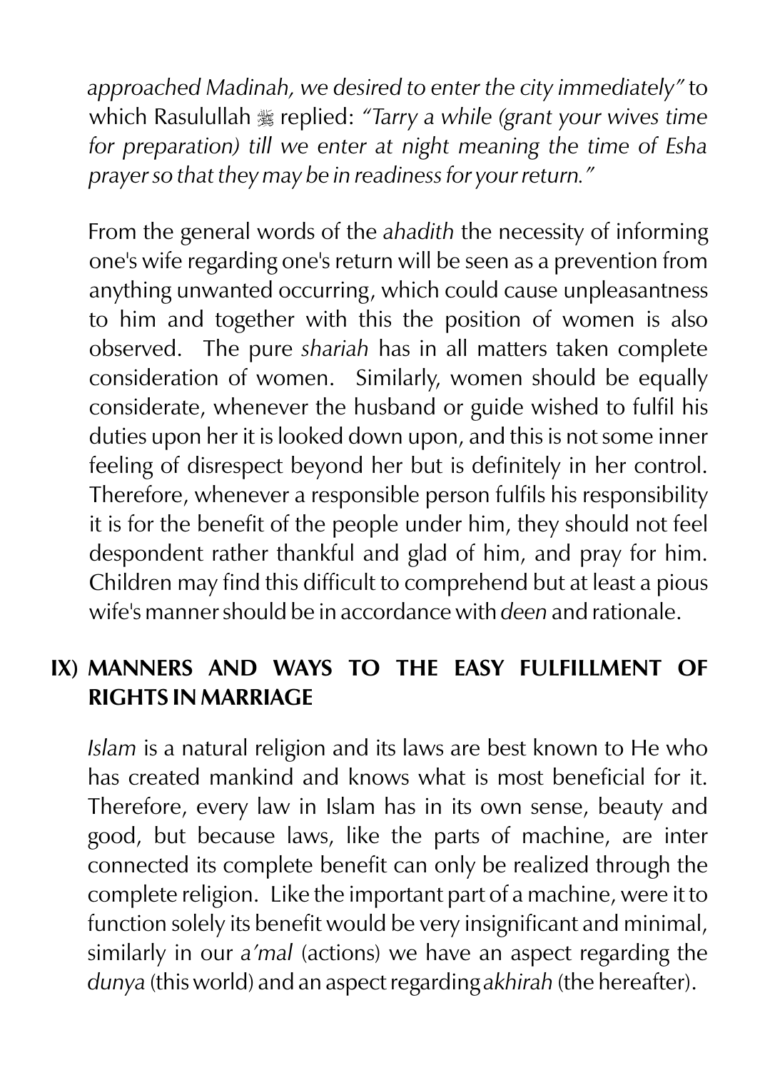*approached Madinah, we desired to enter the city immediately"* to which Rasulullah ﷺ replied: *"Tarry a while (grant your wives time for preparation) till we enter at night meaning the time of Esha prayer so that they may be in readiness for your return."*

From the general words of the *ahadith* the necessity of informing one's wife regarding one's return will be seen as a prevention from anything unwanted occurring, which could cause unpleasantness to him and together with this the position of women is also observed. The pure *shariah* has in all matters taken complete consideration of women. Similarly, women should be equally considerate, whenever the husband or guide wished to fulfil his duties upon her it is looked down upon, and this is not some inner feeling of disrespect beyond her but is definitely in her control. Therefore, whenever a responsible person fulfils his responsibility it is for the benefit of the people under him, they should not feel despondent rather thankful and glad of him, and pray for him. Children may find this difficult to comprehend but at least a pious wife's manner should be in accordance with *deen* and rationale.

## IX) MANNERS AND WAYS TO THE EASY FULFILLMENT OF RIGHTS IN MARRIAGE

*Islam* is a natural religion and its laws are best known to He who has created mankind and knows what is most beneficial for it. Therefore, every law in Islam has in its own sense, beauty and good, but because laws, like the parts of machine, are inter connected its complete benefit can only be realized through the complete religion. Like the important part of a machine, were it to function solely its benefit would be very insignificant and minimal, similarly in our *a'mal* (actions) we have an aspect regarding the *dunya* (this world) and an aspect regarding *akhirah* (the hereafter).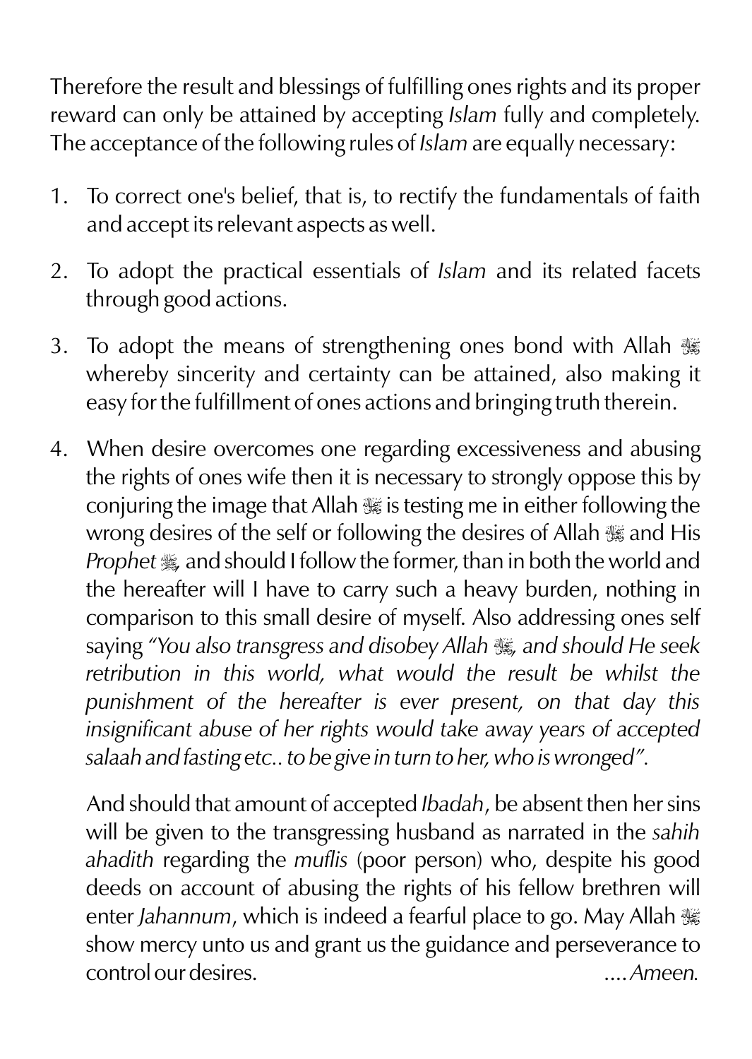Therefore the result and blessings of fulfilling ones rights and its proper reward can only be attained by accepting *Islam* fully and completely. The acceptance of the following rules of *Islam* are equally necessary:

1. To correct one's belief, that is, to rectify the fundamentals of faith and accept its relevant aspects as well.

2. To adopt the practical essentials of *Islam* and its related facets through good actions.

3. To adopt the means of strengthening ones bond with Allah ﷻ whereby sincerity and certainty can be attained, also making it easy for the fulfillment of ones actions and bringing truth therein.

4. When desire overcomes one regarding excessiveness and abusing the rights of ones wife then it is necessary to strongly oppose this by conjuring the image that Allah ﷻ is testing me in either following the wrong desires of the self or following the desires of Allah ﷻ and His *Prophet* ﷺ, and should I follow the former, than in both the world and the hereafter will I have to carry such a heavy burden, nothing in comparison to this small desire of myself. Also addressing ones self saying *"You also transgress and disobey Allah ﷻ, and should He seek retribution in this world, what would the result be whilst the punishment of the hereafter is ever present, on that day this insignificant abuse of her rights would take away years of accepted salaah and fasting etc.. to be give in turn to her, who is wronged".*

   And should that amount of accepted *Ibadah*, be absent then her sins will be given to the transgressing husband as narrated in the *sahih ahadith* regarding the *muflis* (poor person) who, despite his good deeds on account of abusing the rights of his fellow brethren will enter *Jahannum*, which is indeed a fearful place to go. May Allah ﷻ show mercy unto us and grant us the guidance and perseverance to control our desires. ....*Ameen.*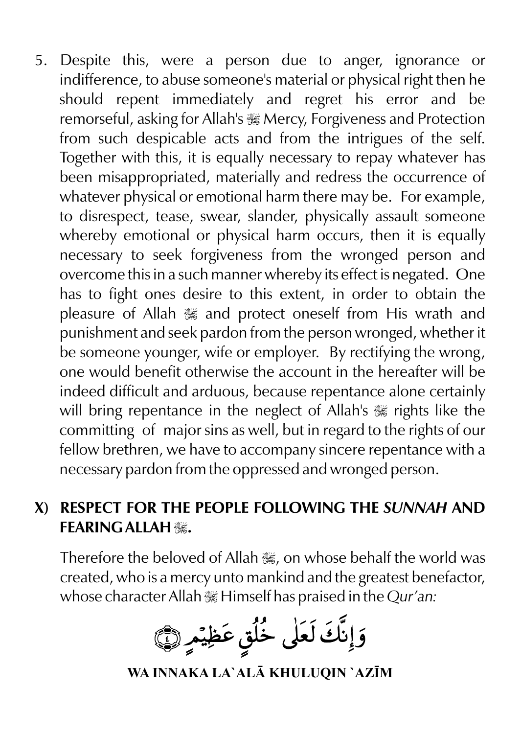5. Despite this, were a person due to anger, ignorance or indifference, to abuse someone's material or physical right then he should repent immediately and regret his error and be remorseful, asking for Allah's ﷻ Mercy, Forgiveness and Protection from such despicable acts and from the intrigues of the self. Together with this, it is equally necessary to repay whatever has been misappropriated, materially and redress the occurrence of whatever physical or emotional harm there may be. For example, to disrespect, tease, swear, slander, physically assault someone whereby emotional or physical harm occurs, then it is equally necessary to seek forgiveness from the wronged person and overcome this in a such manner whereby its effect is negated. One has to fight ones desire to this extent, in order to obtain the pleasure of Allah ﷻ and protect oneself from His wrath and punishment and seek pardon from the person wronged, whether it be someone younger, wife or employer. By rectifying the wrong, one would benefit otherwise the account in the hereafter will be indeed difficult and arduous, because repentance alone certainly will bring repentance in the neglect of Allah's ﷻ rights like the committing of major sins as well, but in regard to the rights of our fellow brethren, we have to accompany sincere repentance with a necessary pardon from the oppressed and wronged person.

## X) RESPECT FOR THE PEOPLE FOLLOWING THE *SUNNAH* AND FEARING ALLAH ﷻ.

Therefore the beloved of Allah ﷻ, on whose behalf the world was created, who is a mercy unto mankind and the greatest benefactor, whose character Allah ﷻ Himself has praised in the *Qur'an:*

وَإِنَّكَ لَعَلَىٰ خُلُقٍ عَظِيمٍ ﴿٤﴾

**WA INNAKA LA`ALĀ KHULUQIN `AZĪM**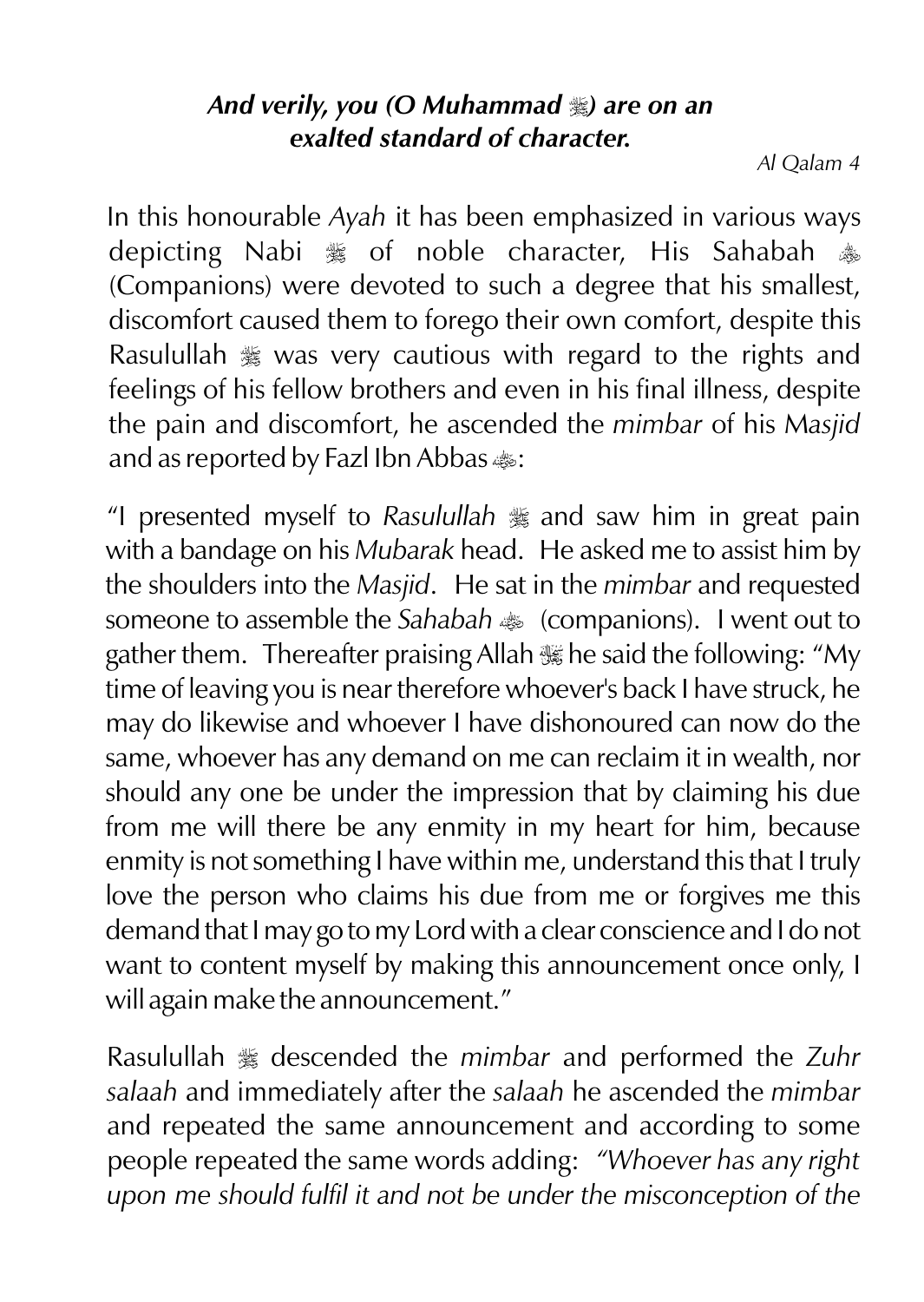***And verily, you (O Muhammad ﷺ) are on an exalted standard of character.***

*Al Qalam 4*

In this honourable *Ayah* it has been emphasized in various ways depicting Nabi ﷺ of noble character, His Sahabah ﷺ (Companions) were devoted to such a degree that his smallest, discomfort caused them to forego their own comfort, despite this Rasulullah ﷺ was very cautious with regard to the rights and feelings of his fellow brothers and even in his final illness, despite the pain and discomfort, he ascended the *mimbar* of his *Masjid* and as reported by Fazl Ibn Abbas ﷺ:

"I presented myself to *Rasulullah* ﷺ and saw him in great pain with a bandage on his *Mubarak* head. He asked me to assist him by the shoulders into the *Masjid*. He sat in the *mimbar* and requested someone to assemble the *Sahabah* ﷺ (companions). I went out to gather them. Thereafter praising Allah ﷻ he said the following: "My time of leaving you is near therefore whoever's back I have struck, he may do likewise and whoever I have dishonoured can now do the same, whoever has any demand on me can reclaim it in wealth, nor should any one be under the impression that by claiming his due from me will there be any enmity in my heart for him, because enmity is not something I have within me, understand this that I truly love the person who claims his due from me or forgives me this demand that I may go to my Lord with a clear conscience and I do not want to content myself by making this announcement once only, I will again make the announcement."

Rasulullah ﷺ descended the *mimbar* and performed the *Zuhr salaah* and immediately after the *salaah* he ascended the *mimbar* and repeated the same announcement and according to some people repeated the same words adding: *"Whoever has any right upon me should fulfil it and not be under the misconception of the*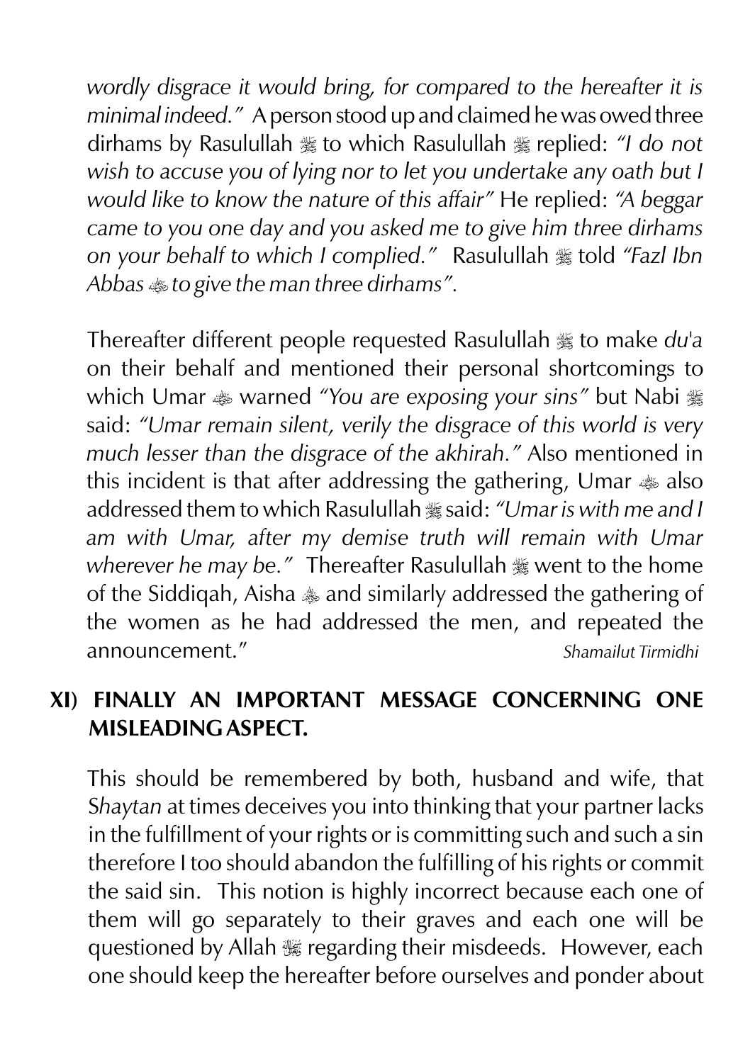*wordly disgrace it would bring, for compared to the hereafter it is minimal indeed."* A person stood up and claimed he was owed three dirhams by Rasulullah ﷺ to which Rasulullah ﷺ replied: *"I do not wish to accuse you of lying nor to let you undertake any oath but I would like to know the nature of this affair"* He replied: *"A beggar came to you one day and you asked me to give him three dirhams on your behalf to which I complied."* Rasulullah ﷺ told *"Fazl Ibn Abbas* ؓ *to give the man three dirhams".*

Thereafter different people requested Rasulullah ﷺ to make *du'a* on their behalf and mentioned their personal shortcomings to which Umar ؓ warned *"You are exposing your sins"* but Nabi ﷺ said: *"Umar remain silent, verily the disgrace of this world is very much lesser than the disgrace of the akhirah."* Also mentioned in this incident is that after addressing the gathering, Umar ؓ also addressed them to which Rasulullah ﷺ said: *"Umar is with me and I am with Umar, after my demise truth will remain with Umar wherever he may be."* Thereafter Rasulullah ﷺ went to the home of the Siddiqah, Aisha ؓ and similarly addressed the gathering of the women as he had addressed the men, and repeated the announcement." *Shamailut Tirmidhi*

**XI) FINALLY AN IMPORTANT MESSAGE CONCERNING ONE MISLEADING ASPECT.**

This should be remembered by both, husband and wife, that *Shaytan* at times deceives you into thinking that your partner lacks in the fulfillment of your rights or is committing such and such a sin therefore I too should abandon the fulfilling of his rights or commit the said sin. This notion is highly incorrect because each one of them will go separately to their graves and each one will be questioned by Allah ﷻ regarding their misdeeds. However, each one should keep the hereafter before ourselves and ponder about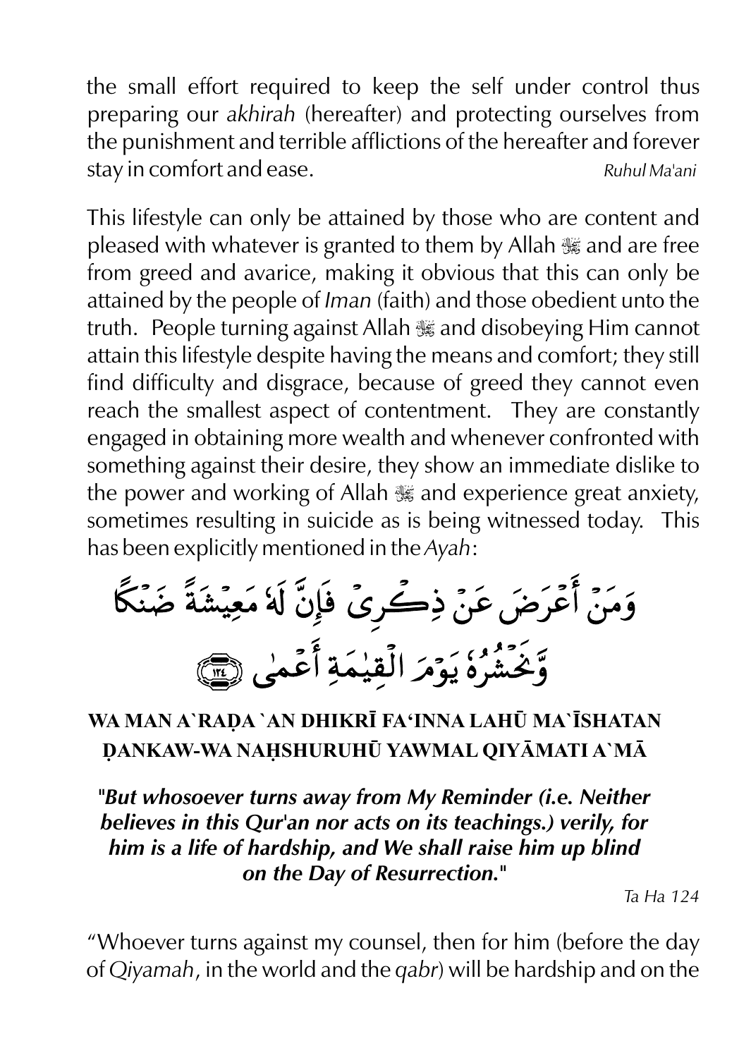the small effort required to keep the self under control thus preparing our *akhirah* (hereafter) and protecting ourselves from the punishment and terrible afflictions of the hereafter and forever stay in comfort and ease. *Ruhul Ma'ani*

This lifestyle can only be attained by those who are content and pleased with whatever is granted to them by Allah ﷻ and are free from greed and avarice, making it obvious that this can only be attained by the people of *Iman* (faith) and those obedient unto the truth. People turning against Allah ﷻ and disobeying Him cannot attain this lifestyle despite having the means and comfort; they still find difficulty and disgrace, because of greed they cannot even reach the smallest aspect of contentment. They are constantly engaged in obtaining more wealth and whenever confronted with something against their desire, they show an immediate dislike to the power and working of Allah ﷻ and experience great anxiety, sometimes resulting in suicide as is being witnessed today. This has been explicitly mentioned in the *Ayah*:

وَمَنْ أَعْرَضَ عَن ذِكْرِى فَإِنَّ لَهُۥ مَعِيشَةً ضَنكًا وَنَحْشُرُهُۥ يَوْمَ ٱلْقِيَٰمَةِ أَعْمَىٰ ﴿١٢٤﴾

**WA MAN A`RAḌA `AN DHIKRĪ FA'INNA LAHŪ MA`ĪSHATAN ḌANKAW-WA NAḤSHURUHŪ YAWMAL QIYĀMATI A`MĀ**

***"But whosoever turns away from My Reminder (i.e. Neither believes in this Qur'an nor acts on its teachings.) verily, for him is a life of hardship, and We shall raise him up blind on the Day of Resurrection."***

*Ta Ha 124*

"Whoever turns against my counsel, then for him (before the day of *Qiyamah*, in the world and the *qabr*) will be hardship and on the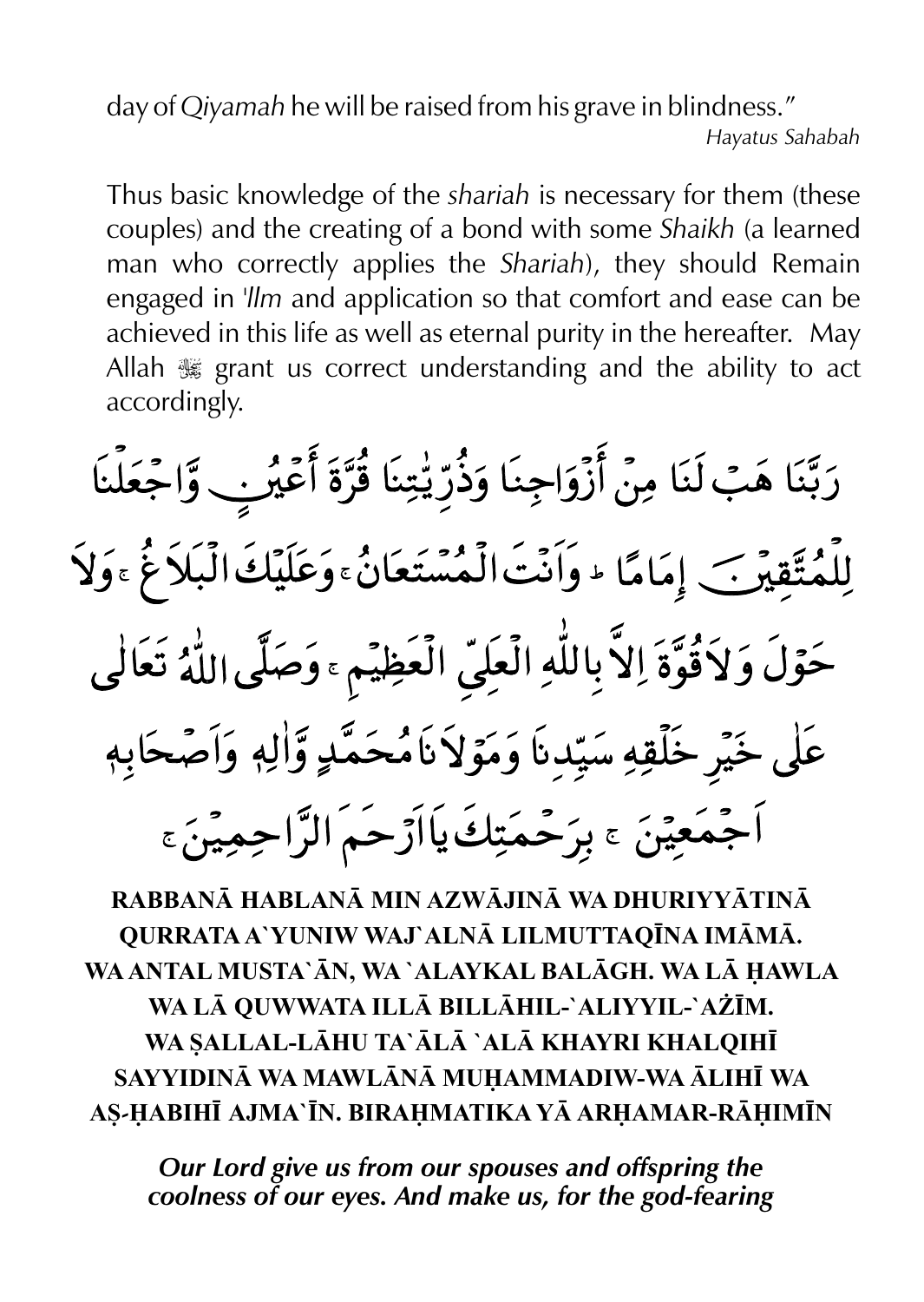day of *Qiyamah* he will be raised from his grave in blindness."

*Hayatus Sahabah*

Thus basic knowledge of the *shariah* is necessary for them (these couples) and the creating of a bond with some *Shaikh* (a learned man who correctly applies the *Shariah*), they should Remain engaged in *'Ilm* and application so that comfort and ease can be achieved in this life as well as eternal purity in the hereafter. May Allah ﷻ grant us correct understanding and the ability to act accordingly.

رَبَّنَا هَبْ لَنَا مِنْ أَزْوَاجِنَا وَذُرِّيّٰتِنَا قُرَّةَ أَعْيُنٍ وَّاجْعَلْنَا لِلْمُتَّقِيْنَ إِمَامًا ط وَاَنْتَ الْمُسْتَعَانُ ع وَعَلَيْكَ الْبَلَاغُ ع وَلَا حَوْلَ وَلَا قُوَّةَ اِلَّا بِاللّٰهِ الْعَلِيِّ الْعَظِيْمِ ع وَصَلَّى اللّٰهُ تَعَالٰى عَلٰى خَيْرِ خَلْقِهٖ سَيِّدِنَا وَمَوْلَانَا مُحَمَّدٍ وَّاٰلِهٖ وَاَصْحَابِهٖ اَجْمَعِيْنَ ع بِرَحْمَتِكَ يَا اَرْحَمَ الرَّاحِمِيْنَ ع

**RABBANĀ HABLANĀ MIN AZWĀJINĀ WA DHURIYYĀTINĀ QURRATA A`YUNIW WAJ`ALNĀ LILMUTTAQĪNA IMĀMĀ. WA ANTAL MUSTA`ĀN, WA `ALAYKAL BALĀGH. WA LĀ ḤAWLA WA LĀ QUWWATA ILLĀ BILLĀHIL-`ALIYYIL-`AẒĪM. WA ṢALLAL-LĀHU TA`ĀLĀ `ALĀ KHAYRI KHALQIHĪ SAYYIDINĀ WA MAWLĀNĀ MUḤAMMADIW-WA ĀLIHĪ WA AṢ-ḤABIHĪ AJMA`ĪN. BIRAḤMATIKA YĀ ARḤAMAR-RĀḤIMĪN**

***Our Lord give us from our spouses and offspring the coolness of our eyes. And make us, for the god-fearing***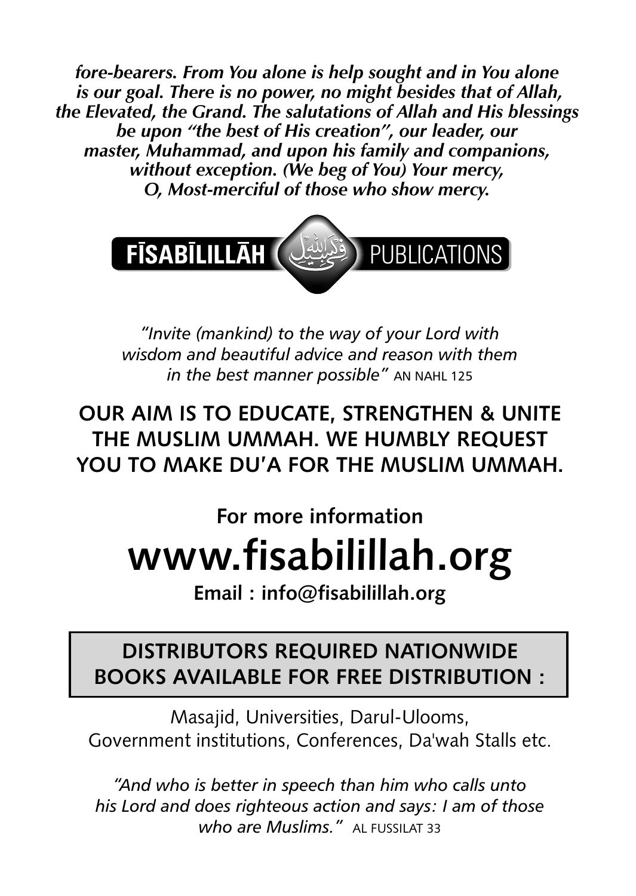***fore-bearers. From You alone is help sought and in You alone is our goal. There is no power, no might besides that of Allah, the Elevated, the Grand. The salutations of Allah and His blessings be upon "the best of His creation", our leader, our master, Muhammad, and upon his family and companions, without exception. (We beg of You) Your mercy, O, Most-merciful of those who show mercy.***

**FĪSABĪLILLĀH** PUBLICATIONS

*"Invite (mankind) to the way of your Lord with wisdom and beautiful advice and reason with them in the best manner possible"* AN NAHL 125

**OUR AIM IS TO EDUCATE, STRENGTHEN & UNITE THE MUSLIM UMMAH. WE HUMBLY REQUEST YOU TO MAKE DU'A FOR THE MUSLIM UMMAH.**

**For more information**

# www.fisabilillah.org

**Email : info@fisabilillah.org**

**DISTRIBUTORS REQUIRED NATIONWIDE BOOKS AVAILABLE FOR FREE DISTRIBUTION :**

Masajid, Universities, Darul-Ulooms, Government institutions, Conferences, Da'wah Stalls etc.

*"And who is better in speech than him who calls unto his Lord and does righteous action and says: I am of those who are Muslims."* AL FUSSILAT 33